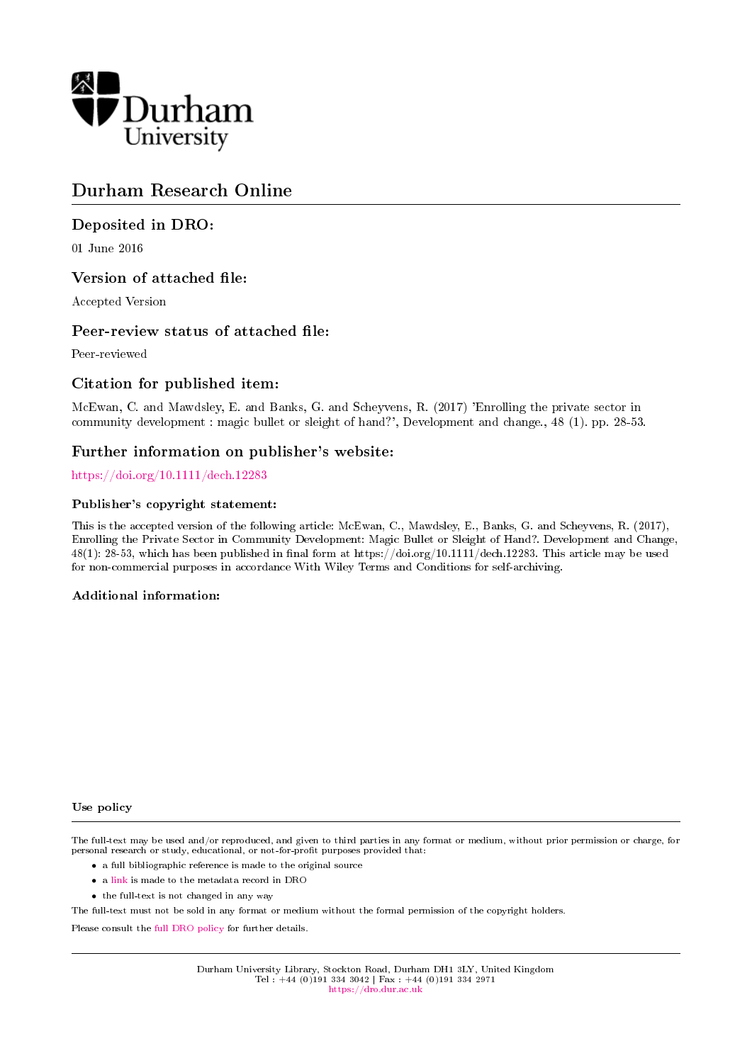# Durham Research Online

## Deposited in DRO:

01 June 2016

## Version of attached file:

Accepted Version

## Peer-review status of attached file:

Peer-reviewed

## Citation for published item:

McEwan, C. and Mawdsley, E. and Banks, G. and Scheyvens, R. (2017) 'Enrolling the private sector in community development : magic bullet or sleight of hand?', Development and change., 48 (1). pp. 28-53.

## Further information on publisher's website:

https://doi.org/10.1111/dech.12283

### Publisher's copyright statement:

This is the accepted version of the following article: McEwan, C., Mawdsley, E., Banks, G. and Scheyvens, R. (2017), Enrolling the Private Sector in Community Development: Magic Bullet or Sleight of Hand?. Development and Change, 48(1): 28-53, which has been published in final form at https://doi.org/10.1111/dech.12283. This article may be used for non-commercial purposes in accordance With Wiley Terms and Conditions for self-archiving.

### Additional information:

### Use policy

The full-text may be used and/or reproduced, and given to third parties in any format or medium, without prior permission or charge, for personal research or study, educational, or not-for-profit purposes provided that:

- a full bibliographic reference is made to the original source
- a link is made to the metadata record in DRO
- the full-text is not changed in any way

The full-text must not be sold in any format or medium without the formal permission of the copyright holders.

Please consult the full DRO policy for further details.

Durham University Library, Stockton Road, Durham DH1 3LY, United Kingdom
Tel : +44 (0)191 334 3042 | Fax : +44 (0)191 334 2971
https://dro.dur.ac.uk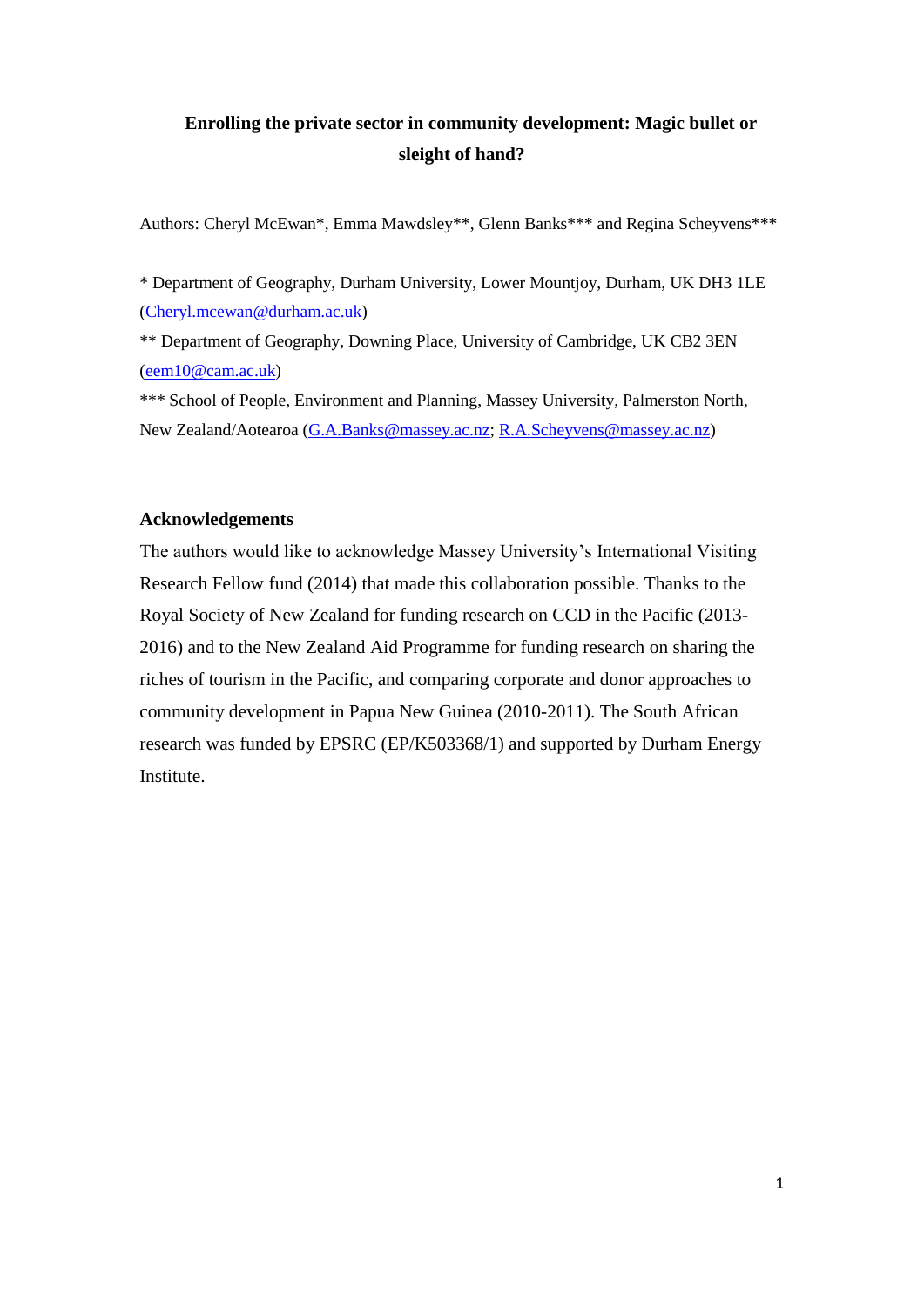# Enrolling the private sector in community development: Magic bullet or sleight of hand?

Authors: Cheryl McEwan*, Emma Mawdsley**, Glenn Banks*** and Regina Scheyvens***

* Department of Geography, Durham University, Lower Mountjoy, Durham, UK DH3 1LE (Cheryl.mcewan@durham.ac.uk)

** Department of Geography, Downing Place, University of Cambridge, UK CB2 3EN (eem10@cam.ac.uk)

*** School of People, Environment and Planning, Massey University, Palmerston North, New Zealand/Aotearoa (G.A.Banks@massey.ac.nz; R.A.Scheyvens@massey.ac.nz)

## Acknowledgements

The authors would like to acknowledge Massey University's International Visiting Research Fellow fund (2014) that made this collaboration possible. Thanks to the Royal Society of New Zealand for funding research on CCD in the Pacific (2013-2016) and to the New Zealand Aid Programme for funding research on sharing the riches of tourism in the Pacific, and comparing corporate and donor approaches to community development in Papua New Guinea (2010-2011). The South African research was funded by EPSRC (EP/K503368/1) and supported by Durham Energy Institute.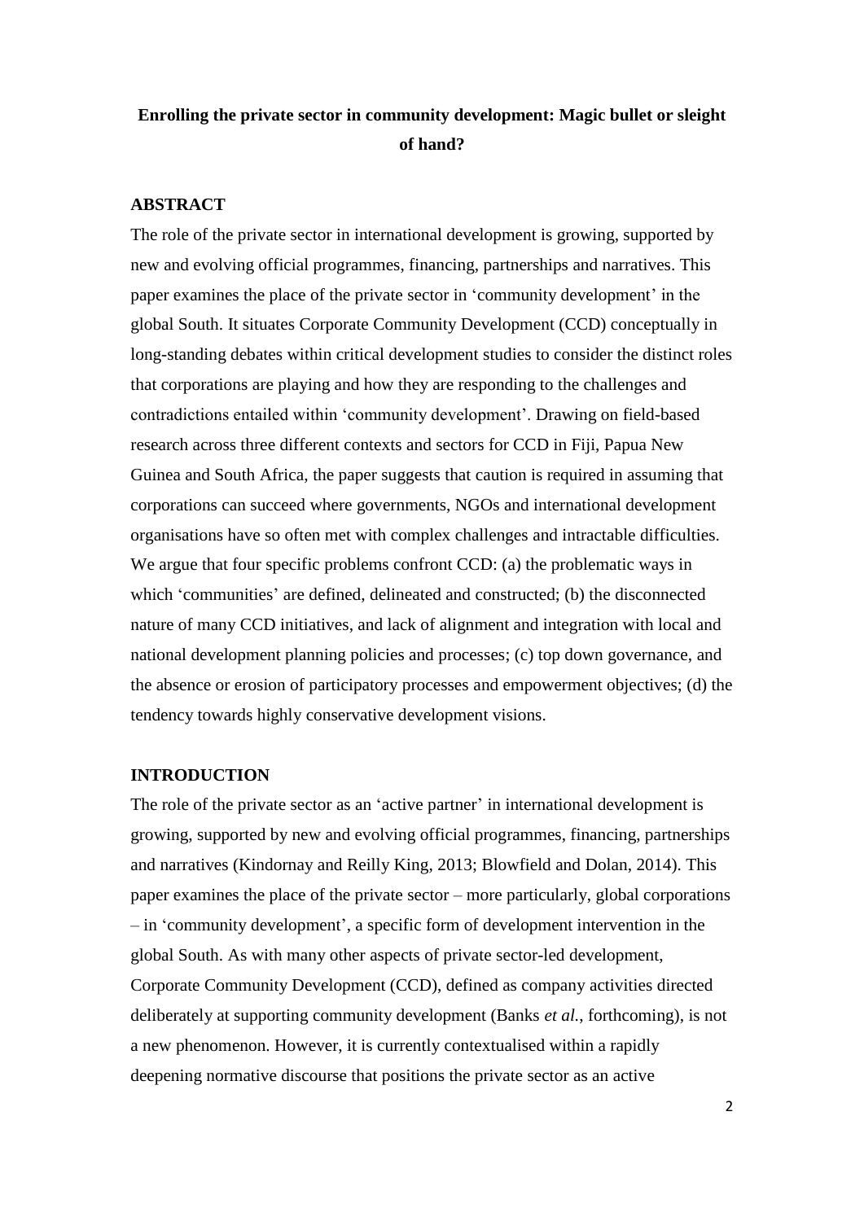**Enrolling the private sector in community development: Magic bullet or sleight of hand?**

## ABSTRACT

The role of the private sector in international development is growing, supported by new and evolving official programmes, financing, partnerships and narratives. This paper examines the place of the private sector in 'community development' in the global South. It situates Corporate Community Development (CCD) conceptually in long-standing debates within critical development studies to consider the distinct roles that corporations are playing and how they are responding to the challenges and contradictions entailed within 'community development'. Drawing on field-based research across three different contexts and sectors for CCD in Fiji, Papua New Guinea and South Africa, the paper suggests that caution is required in assuming that corporations can succeed where governments, NGOs and international development organisations have so often met with complex challenges and intractable difficulties. We argue that four specific problems confront CCD: (a) the problematic ways in which 'communities' are defined, delineated and constructed; (b) the disconnected nature of many CCD initiatives, and lack of alignment and integration with local and national development planning policies and processes; (c) top down governance, and the absence or erosion of participatory processes and empowerment objectives; (d) the tendency towards highly conservative development visions.

## INTRODUCTION

The role of the private sector as an 'active partner' in international development is growing, supported by new and evolving official programmes, financing, partnerships and narratives (Kindornay and Reilly King, 2013; Blowfield and Dolan, 2014). This paper examines the place of the private sector – more particularly, global corporations – in 'community development', a specific form of development intervention in the global South. As with many other aspects of private sector-led development, Corporate Community Development (CCD), defined as company activities directed deliberately at supporting community development (Banks *et al.*, forthcoming), is not a new phenomenon. However, it is currently contextualised within a rapidly deepening normative discourse that positions the private sector as an active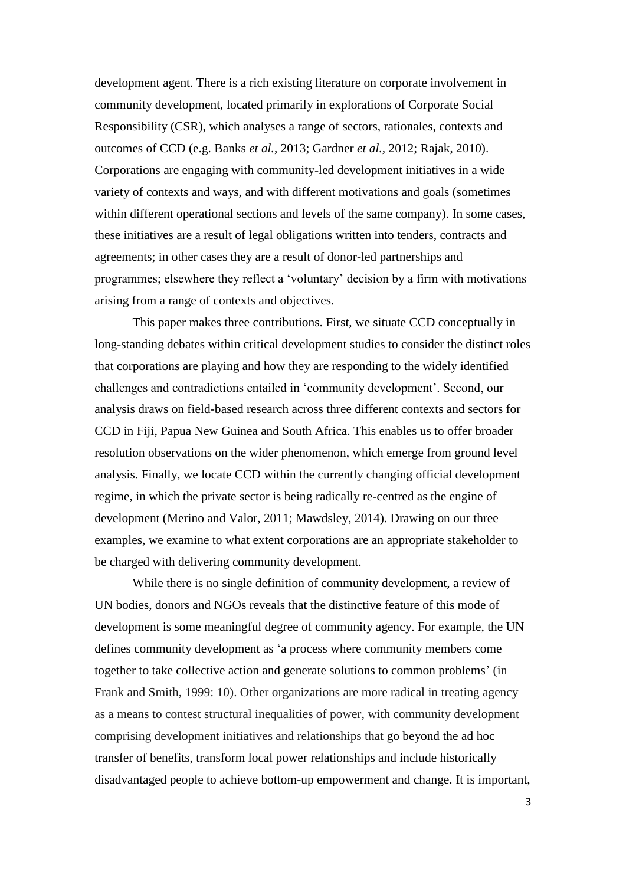development agent. There is a rich existing literature on corporate involvement in community development, located primarily in explorations of Corporate Social Responsibility (CSR), which analyses a range of sectors, rationales, contexts and outcomes of CCD (e.g. Banks *et al.*, 2013; Gardner *et al.*, 2012; Rajak, 2010). Corporations are engaging with community-led development initiatives in a wide variety of contexts and ways, and with different motivations and goals (sometimes within different operational sections and levels of the same company). In some cases, these initiatives are a result of legal obligations written into tenders, contracts and agreements; in other cases they are a result of donor-led partnerships and programmes; elsewhere they reflect a 'voluntary' decision by a firm with motivations arising from a range of contexts and objectives.

This paper makes three contributions. First, we situate CCD conceptually in long-standing debates within critical development studies to consider the distinct roles that corporations are playing and how they are responding to the widely identified challenges and contradictions entailed in 'community development'. Second, our analysis draws on field-based research across three different contexts and sectors for CCD in Fiji, Papua New Guinea and South Africa. This enables us to offer broader resolution observations on the wider phenomenon, which emerge from ground level analysis. Finally, we locate CCD within the currently changing official development regime, in which the private sector is being radically re-centred as the engine of development (Merino and Valor, 2011; Mawdsley, 2014). Drawing on our three examples, we examine to what extent corporations are an appropriate stakeholder to be charged with delivering community development.

While there is no single definition of community development, a review of UN bodies, donors and NGOs reveals that the distinctive feature of this mode of development is some meaningful degree of community agency. For example, the UN defines community development as 'a process where community members come together to take collective action and generate solutions to common problems' (in Frank and Smith, 1999: 10). Other organizations are more radical in treating agency as a means to contest structural inequalities of power, with community development comprising development initiatives and relationships that go beyond the ad hoc transfer of benefits, transform local power relationships and include historically disadvantaged people to achieve bottom-up empowerment and change. It is important,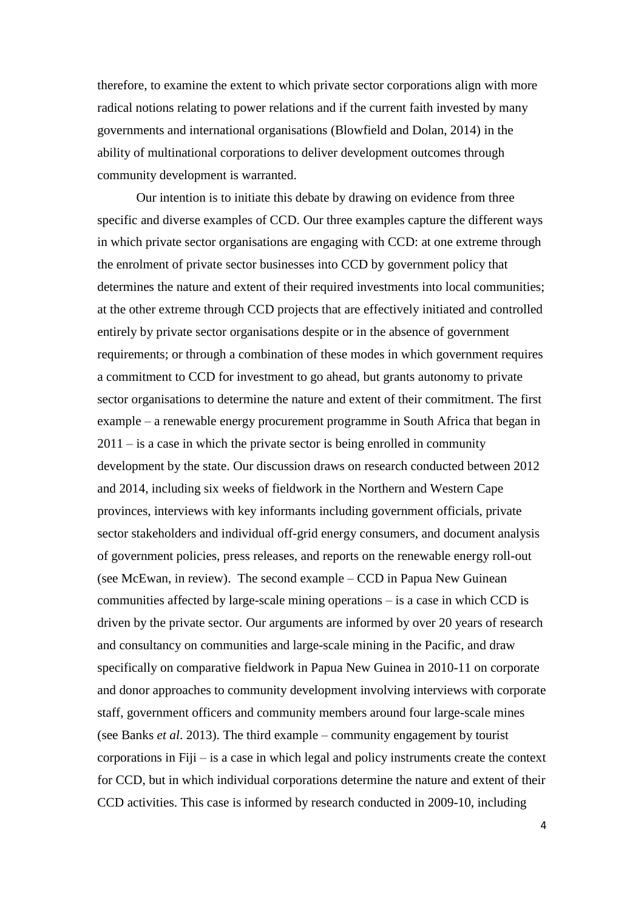therefore, to examine the extent to which private sector corporations align with more radical notions relating to power relations and if the current faith invested by many governments and international organisations (Blowfield and Dolan, 2014) in the ability of multinational corporations to deliver development outcomes through community development is warranted.

Our intention is to initiate this debate by drawing on evidence from three specific and diverse examples of CCD. Our three examples capture the different ways in which private sector organisations are engaging with CCD: at one extreme through the enrolment of private sector businesses into CCD by government policy that determines the nature and extent of their required investments into local communities; at the other extreme through CCD projects that are effectively initiated and controlled entirely by private sector organisations despite or in the absence of government requirements; or through a combination of these modes in which government requires a commitment to CCD for investment to go ahead, but grants autonomy to private sector organisations to determine the nature and extent of their commitment. The first example – a renewable energy procurement programme in South Africa that began in 2011 – is a case in which the private sector is being enrolled in community development by the state. Our discussion draws on research conducted between 2012 and 2014, including six weeks of fieldwork in the Northern and Western Cape provinces, interviews with key informants including government officials, private sector stakeholders and individual off-grid energy consumers, and document analysis of government policies, press releases, and reports on the renewable energy roll-out (see McEwan, in review). The second example – CCD in Papua New Guinean communities affected by large-scale mining operations – is a case in which CCD is driven by the private sector. Our arguments are informed by over 20 years of research and consultancy on communities and large-scale mining in the Pacific, and draw specifically on comparative fieldwork in Papua New Guinea in 2010-11 on corporate and donor approaches to community development involving interviews with corporate staff, government officers and community members around four large-scale mines (see Banks *et al*. 2013). The third example – community engagement by tourist corporations in Fiji – is a case in which legal and policy instruments create the context for CCD, but in which individual corporations determine the nature and extent of their CCD activities. This case is informed by research conducted in 2009-10, including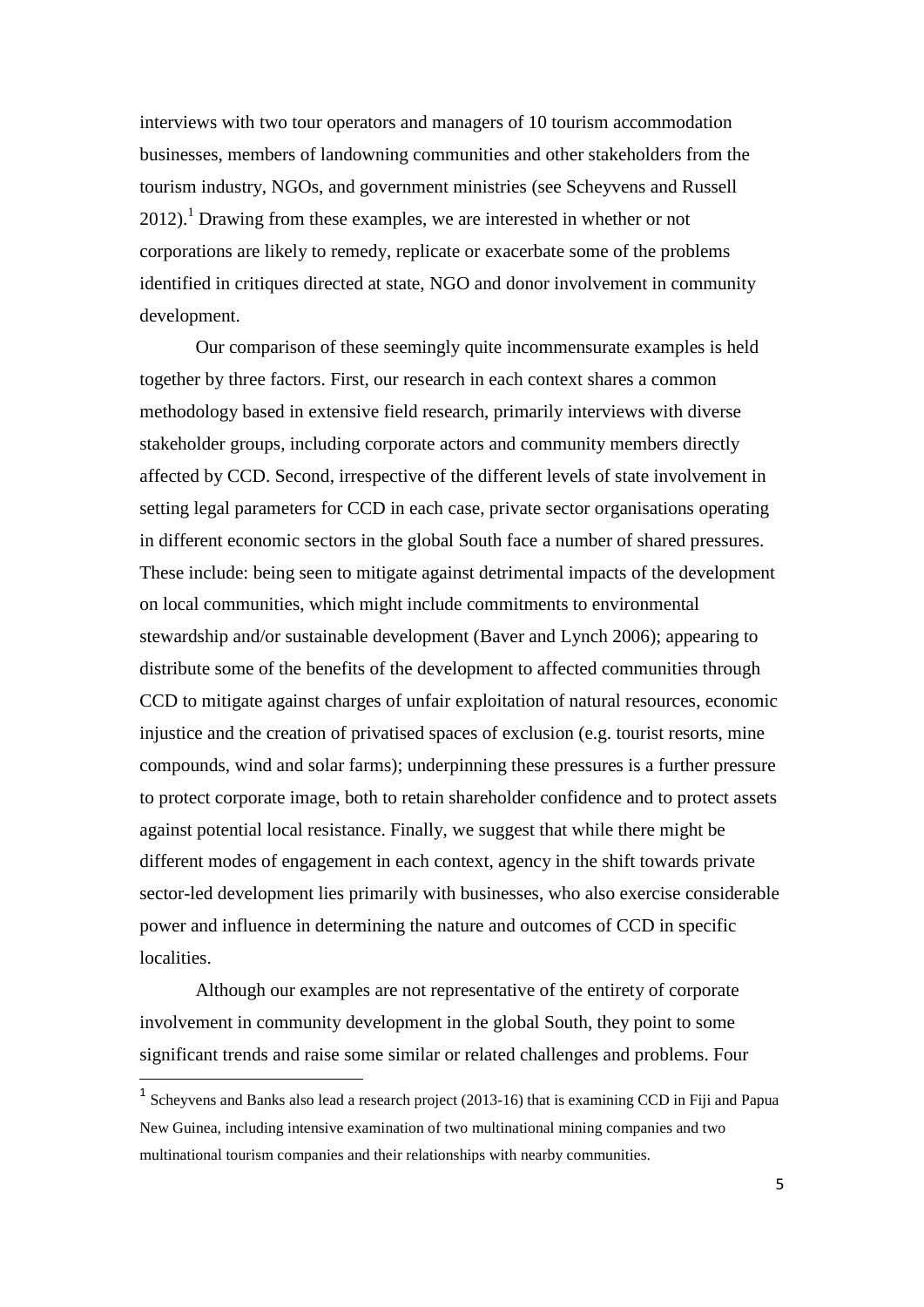interviews with two tour operators and managers of 10 tourism accommodation businesses, members of landowning communities and other stakeholders from the tourism industry, NGOs, and government ministries (see Scheyvens and Russell 2012).[1] Drawing from these examples, we are interested in whether or not corporations are likely to remedy, replicate or exacerbate some of the problems identified in critiques directed at state, NGO and donor involvement in community development.

Our comparison of these seemingly quite incommensurate examples is held together by three factors. First, our research in each context shares a common methodology based in extensive field research, primarily interviews with diverse stakeholder groups, including corporate actors and community members directly affected by CCD. Second, irrespective of the different levels of state involvement in setting legal parameters for CCD in each case, private sector organisations operating in different economic sectors in the global South face a number of shared pressures. These include: being seen to mitigate against detrimental impacts of the development on local communities, which might include commitments to environmental stewardship and/or sustainable development (Baver and Lynch 2006); appearing to distribute some of the benefits of the development to affected communities through CCD to mitigate against charges of unfair exploitation of natural resources, economic injustice and the creation of privatised spaces of exclusion (e.g. tourist resorts, mine compounds, wind and solar farms); underpinning these pressures is a further pressure to protect corporate image, both to retain shareholder confidence and to protect assets against potential local resistance. Finally, we suggest that while there might be different modes of engagement in each context, agency in the shift towards private sector-led development lies primarily with businesses, who also exercise considerable power and influence in determining the nature and outcomes of CCD in specific localities.

Although our examples are not representative of the entirety of corporate involvement in community development in the global South, they point to some significant trends and raise some similar or related challenges and problems. Four

---

[1] Scheyvens and Banks also lead a research project (2013-16) that is examining CCD in Fiji and Papua New Guinea, including intensive examination of two multinational mining companies and two multinational tourism companies and their relationships with nearby communities.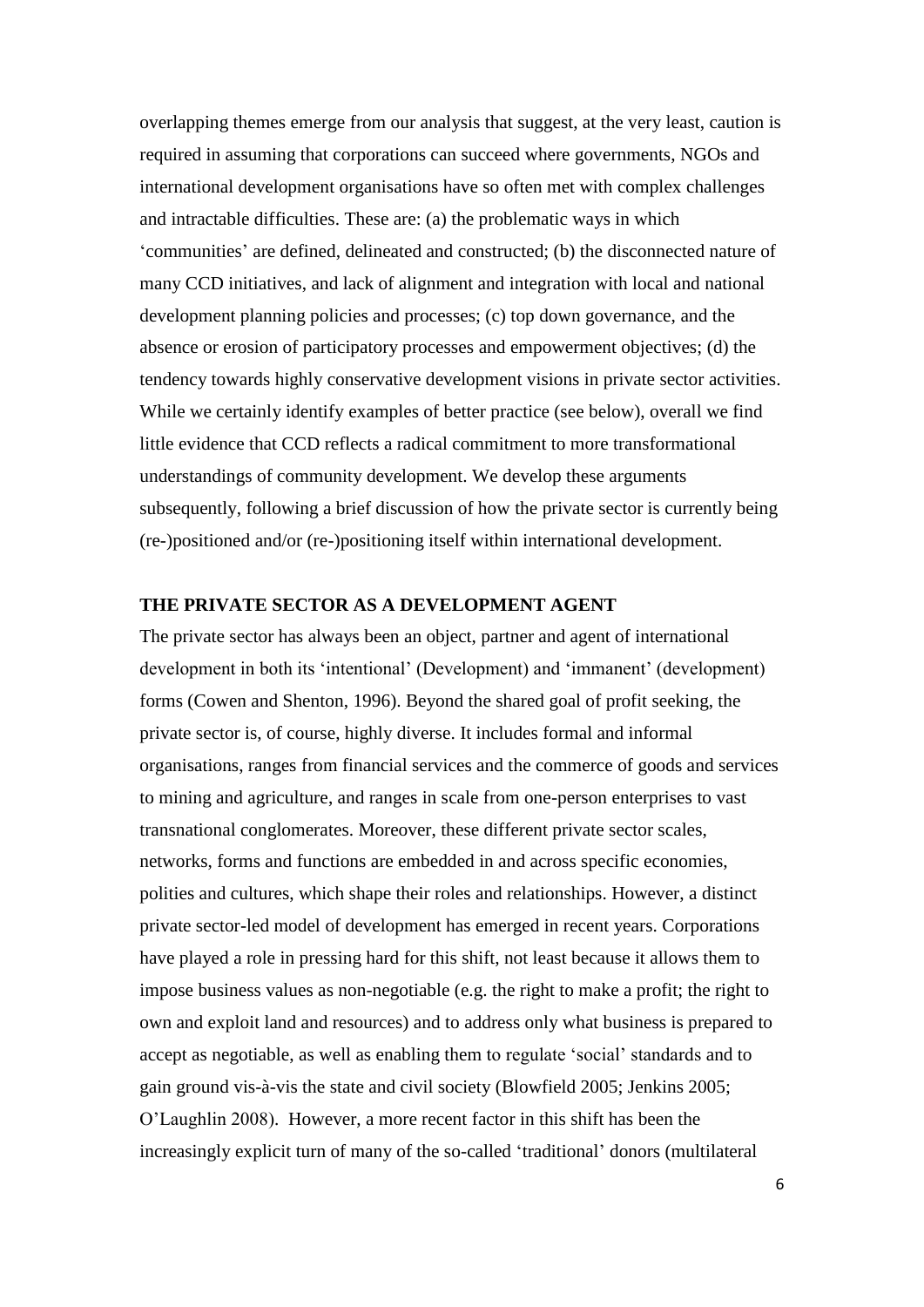overlapping themes emerge from our analysis that suggest, at the very least, caution is required in assuming that corporations can succeed where governments, NGOs and international development organisations have so often met with complex challenges and intractable difficulties. These are: (a) the problematic ways in which 'communities' are defined, delineated and constructed; (b) the disconnected nature of many CCD initiatives, and lack of alignment and integration with local and national development planning policies and processes; (c) top down governance, and the absence or erosion of participatory processes and empowerment objectives; (d) the tendency towards highly conservative development visions in private sector activities. While we certainly identify examples of better practice (see below), overall we find little evidence that CCD reflects a radical commitment to more transformational understandings of community development. We develop these arguments subsequently, following a brief discussion of how the private sector is currently being (re-)positioned and/or (re-)positioning itself within international development.

## THE PRIVATE SECTOR AS A DEVELOPMENT AGENT

The private sector has always been an object, partner and agent of international development in both its 'intentional' (Development) and 'immanent' (development) forms (Cowen and Shenton, 1996). Beyond the shared goal of profit seeking, the private sector is, of course, highly diverse. It includes formal and informal organisations, ranges from financial services and the commerce of goods and services to mining and agriculture, and ranges in scale from one-person enterprises to vast transnational conglomerates. Moreover, these different private sector scales, networks, forms and functions are embedded in and across specific economies, polities and cultures, which shape their roles and relationships. However, a distinct private sector-led model of development has emerged in recent years. Corporations have played a role in pressing hard for this shift, not least because it allows them to impose business values as non-negotiable (e.g. the right to make a profit; the right to own and exploit land and resources) and to address only what business is prepared to accept as negotiable, as well as enabling them to regulate 'social' standards and to gain ground vis-à-vis the state and civil society (Blowfield 2005; Jenkins 2005; O'Laughlin 2008). However, a more recent factor in this shift has been the increasingly explicit turn of many of the so-called 'traditional' donors (multilateral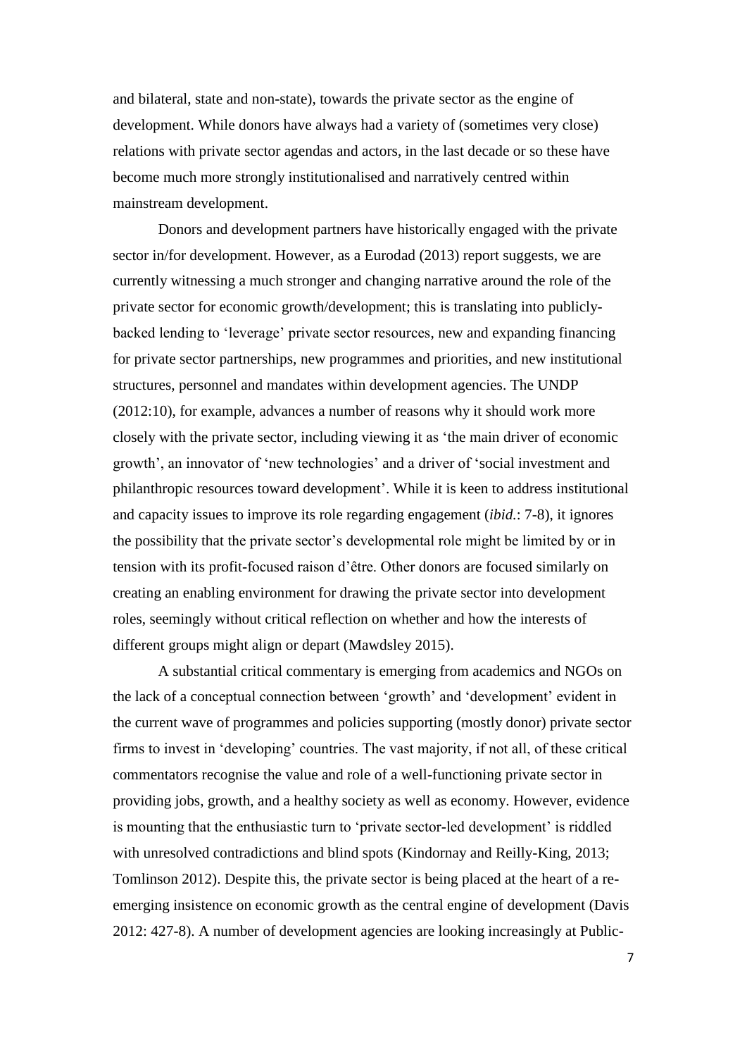and bilateral, state and non-state), towards the private sector as the engine of development. While donors have always had a variety of (sometimes very close) relations with private sector agendas and actors, in the last decade or so these have become much more strongly institutionalised and narratively centred within mainstream development.

Donors and development partners have historically engaged with the private sector in/for development. However, as a Eurodad (2013) report suggests, we are currently witnessing a much stronger and changing narrative around the role of the private sector for economic growth/development; this is translating into publicly-backed lending to 'leverage' private sector resources, new and expanding financing for private sector partnerships, new programmes and priorities, and new institutional structures, personnel and mandates within development agencies. The UNDP (2012:10), for example, advances a number of reasons why it should work more closely with the private sector, including viewing it as 'the main driver of economic growth', an innovator of 'new technologies' and a driver of 'social investment and philanthropic resources toward development'. While it is keen to address institutional and capacity issues to improve its role regarding engagement (*ibid.*: 7-8), it ignores the possibility that the private sector's developmental role might be limited by or in tension with its profit-focused raison d'être. Other donors are focused similarly on creating an enabling environment for drawing the private sector into development roles, seemingly without critical reflection on whether and how the interests of different groups might align or depart (Mawdsley 2015).

A substantial critical commentary is emerging from academics and NGOs on the lack of a conceptual connection between 'growth' and 'development' evident in the current wave of programmes and policies supporting (mostly donor) private sector firms to invest in 'developing' countries. The vast majority, if not all, of these critical commentators recognise the value and role of a well-functioning private sector in providing jobs, growth, and a healthy society as well as economy. However, evidence is mounting that the enthusiastic turn to 'private sector-led development' is riddled with unresolved contradictions and blind spots (Kindornay and Reilly-King, 2013; Tomlinson 2012). Despite this, the private sector is being placed at the heart of a re-emerging insistence on economic growth as the central engine of development (Davis 2012: 427-8). A number of development agencies are looking increasingly at Public-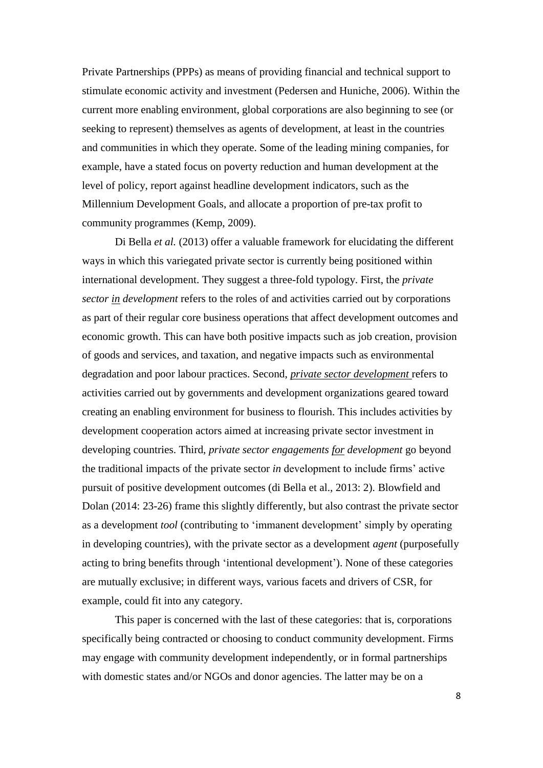Private Partnerships (PPPs) as means of providing financial and technical support to stimulate economic activity and investment (Pedersen and Huniche, 2006). Within the current more enabling environment, global corporations are also beginning to see (or seeking to represent) themselves as agents of development, at least in the countries and communities in which they operate. Some of the leading mining companies, for example, have a stated focus on poverty reduction and human development at the level of policy, report against headline development indicators, such as the Millennium Development Goals, and allocate a proportion of pre-tax profit to community programmes (Kemp, 2009).

Di Bella *et al.* (2013) offer a valuable framework for elucidating the different ways in which this variegated private sector is currently being positioned within international development. They suggest a three-fold typology. First, the *private sector <u>in</u> development* refers to the roles of and activities carried out by corporations as part of their regular core business operations that affect development outcomes and economic growth. This can have both positive impacts such as job creation, provision of goods and services, and taxation, and negative impacts such as environmental degradation and poor labour practices. Second, *<u>private sector development</u>* refers to activities carried out by governments and development organizations geared toward creating an enabling environment for business to flourish. This includes activities by development cooperation actors aimed at increasing private sector investment in developing countries. Third, *private sector engagements <u>for</u> development* go beyond the traditional impacts of the private sector *in* development to include firms' active pursuit of positive development outcomes (di Bella et al., 2013: 2). Blowfield and Dolan (2014: 23-26) frame this slightly differently, but also contrast the private sector as a development *tool* (contributing to 'immanent development' simply by operating in developing countries), with the private sector as a development *agent* (purposefully acting to bring benefits through 'intentional development'). None of these categories are mutually exclusive; in different ways, various facets and drivers of CSR, for example, could fit into any category.

This paper is concerned with the last of these categories: that is, corporations specifically being contracted or choosing to conduct community development. Firms may engage with community development independently, or in formal partnerships with domestic states and/or NGOs and donor agencies. The latter may be on a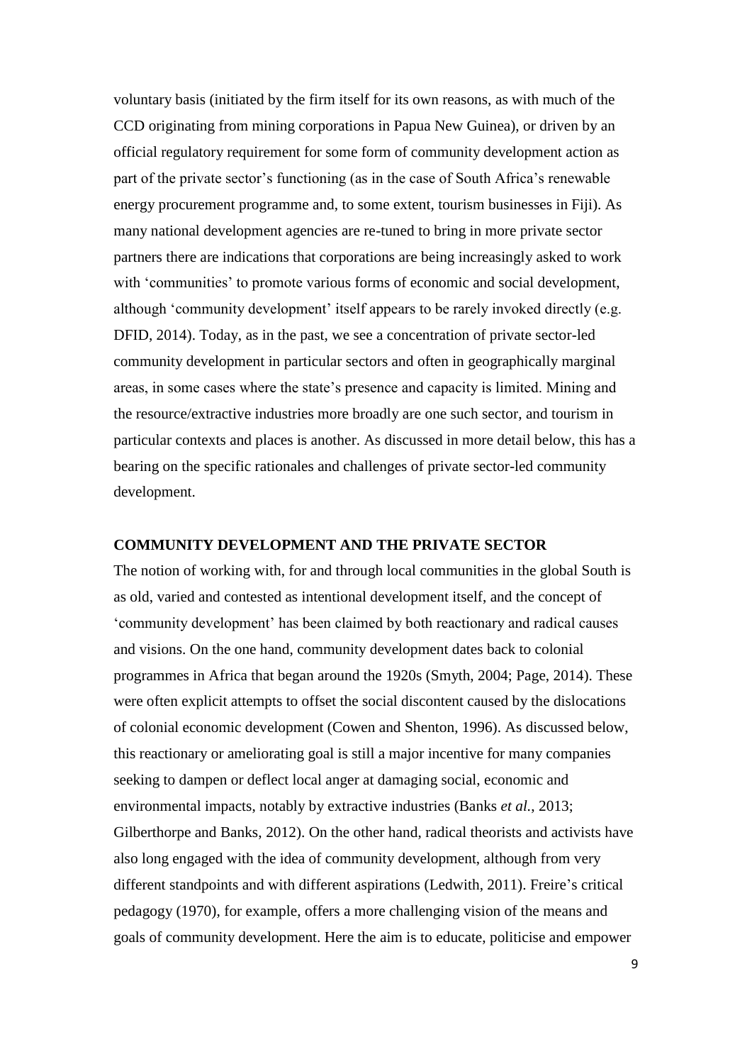voluntary basis (initiated by the firm itself for its own reasons, as with much of the CCD originating from mining corporations in Papua New Guinea), or driven by an official regulatory requirement for some form of community development action as part of the private sector's functioning (as in the case of South Africa's renewable energy procurement programme and, to some extent, tourism businesses in Fiji). As many national development agencies are re-tuned to bring in more private sector partners there are indications that corporations are being increasingly asked to work with 'communities' to promote various forms of economic and social development, although 'community development' itself appears to be rarely invoked directly (e.g. DFID, 2014). Today, as in the past, we see a concentration of private sector-led community development in particular sectors and often in geographically marginal areas, in some cases where the state's presence and capacity is limited. Mining and the resource/extractive industries more broadly are one such sector, and tourism in particular contexts and places is another. As discussed in more detail below, this has a bearing on the specific rationales and challenges of private sector-led community development.

## COMMUNITY DEVELOPMENT AND THE PRIVATE SECTOR

The notion of working with, for and through local communities in the global South is as old, varied and contested as intentional development itself, and the concept of 'community development' has been claimed by both reactionary and radical causes and visions. On the one hand, community development dates back to colonial programmes in Africa that began around the 1920s (Smyth, 2004; Page, 2014). These were often explicit attempts to offset the social discontent caused by the dislocations of colonial economic development (Cowen and Shenton, 1996). As discussed below, this reactionary or ameliorating goal is still a major incentive for many companies seeking to dampen or deflect local anger at damaging social, economic and environmental impacts, notably by extractive industries (Banks *et al.*, 2013; Gilberthorpe and Banks, 2012). On the other hand, radical theorists and activists have also long engaged with the idea of community development, although from very different standpoints and with different aspirations (Ledwith, 2011). Freire's critical pedagogy (1970), for example, offers a more challenging vision of the means and goals of community development. Here the aim is to educate, politicise and empower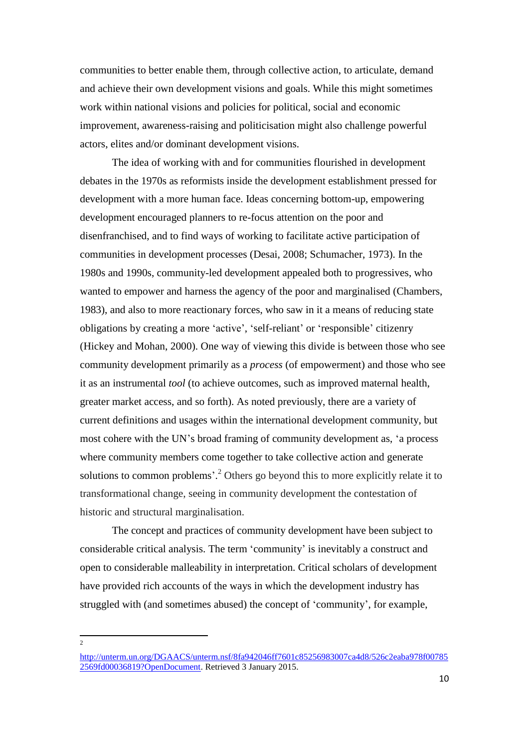communities to better enable them, through collective action, to articulate, demand and achieve their own development visions and goals. While this might sometimes work within national visions and policies for political, social and economic improvement, awareness-raising and politicisation might also challenge powerful actors, elites and/or dominant development visions.

The idea of working with and for communities flourished in development debates in the 1970s as reformists inside the development establishment pressed for development with a more human face. Ideas concerning bottom-up, empowering development encouraged planners to re-focus attention on the poor and disenfranchised, and to find ways of working to facilitate active participation of communities in development processes (Desai, 2008; Schumacher, 1973). In the 1980s and 1990s, community-led development appealed both to progressives, who wanted to empower and harness the agency of the poor and marginalised (Chambers, 1983), and also to more reactionary forces, who saw in it a means of reducing state obligations by creating a more 'active', 'self-reliant' or 'responsible' citizenry (Hickey and Mohan, 2000). One way of viewing this divide is between those who see community development primarily as a *process* (of empowerment) and those who see it as an instrumental *tool* (to achieve outcomes, such as improved maternal health, greater market access, and so forth). As noted previously, there are a variety of current definitions and usages within the international development community, but most cohere with the UN's broad framing of community development as, 'a process where community members come together to take collective action and generate solutions to common problems'.[2] Others go beyond this to more explicitly relate it to transformational change, seeing in community development the contestation of historic and structural marginalisation.

The concept and practices of community development have been subject to considerable critical analysis. The term 'community' is inevitably a construct and open to considerable malleability in interpretation. Critical scholars of development have provided rich accounts of the ways in which the development industry has struggled with (and sometimes abused) the concept of 'community', for example,

---

[2] http://unterm.un.org/DGAACS/unterm.nsf/8fa942046ff7601c85256983007ca4d8/526c2eaba978f007852569fd00036819?OpenDocument. Retrieved 3 January 2015.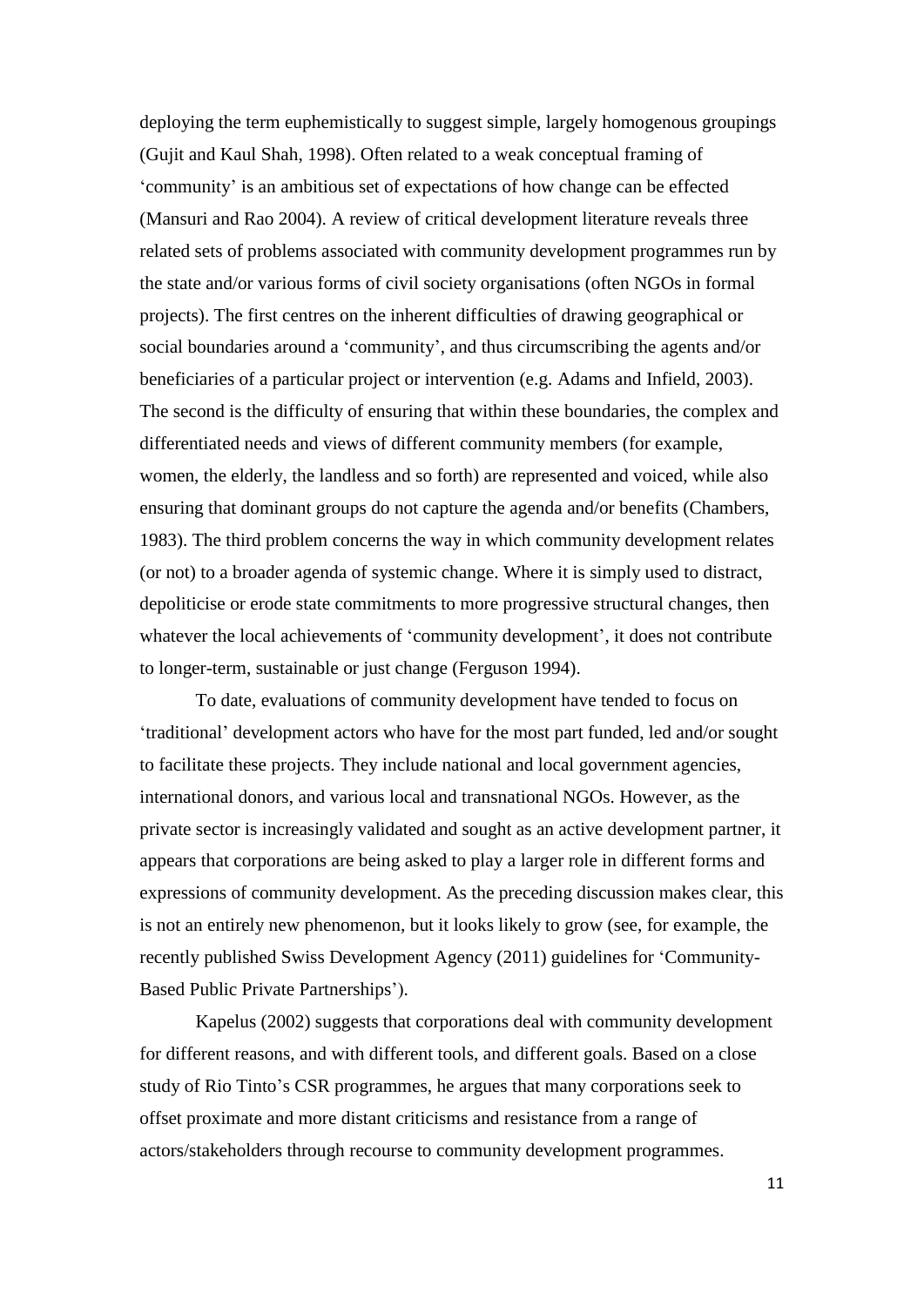deploying the term euphemistically to suggest simple, largely homogenous groupings (Gujit and Kaul Shah, 1998). Often related to a weak conceptual framing of 'community' is an ambitious set of expectations of how change can be effected (Mansuri and Rao 2004). A review of critical development literature reveals three related sets of problems associated with community development programmes run by the state and/or various forms of civil society organisations (often NGOs in formal projects). The first centres on the inherent difficulties of drawing geographical or social boundaries around a 'community', and thus circumscribing the agents and/or beneficiaries of a particular project or intervention (e.g. Adams and Infield, 2003). The second is the difficulty of ensuring that within these boundaries, the complex and differentiated needs and views of different community members (for example, women, the elderly, the landless and so forth) are represented and voiced, while also ensuring that dominant groups do not capture the agenda and/or benefits (Chambers, 1983). The third problem concerns the way in which community development relates (or not) to a broader agenda of systemic change. Where it is simply used to distract, depoliticise or erode state commitments to more progressive structural changes, then whatever the local achievements of 'community development', it does not contribute to longer-term, sustainable or just change (Ferguson 1994).

To date, evaluations of community development have tended to focus on 'traditional' development actors who have for the most part funded, led and/or sought to facilitate these projects. They include national and local government agencies, international donors, and various local and transnational NGOs. However, as the private sector is increasingly validated and sought as an active development partner, it appears that corporations are being asked to play a larger role in different forms and expressions of community development. As the preceding discussion makes clear, this is not an entirely new phenomenon, but it looks likely to grow (see, for example, the recently published Swiss Development Agency (2011) guidelines for 'Community-Based Public Private Partnerships').

Kapelus (2002) suggests that corporations deal with community development for different reasons, and with different tools, and different goals. Based on a close study of Rio Tinto's CSR programmes, he argues that many corporations seek to offset proximate and more distant criticisms and resistance from a range of actors/stakeholders through recourse to community development programmes.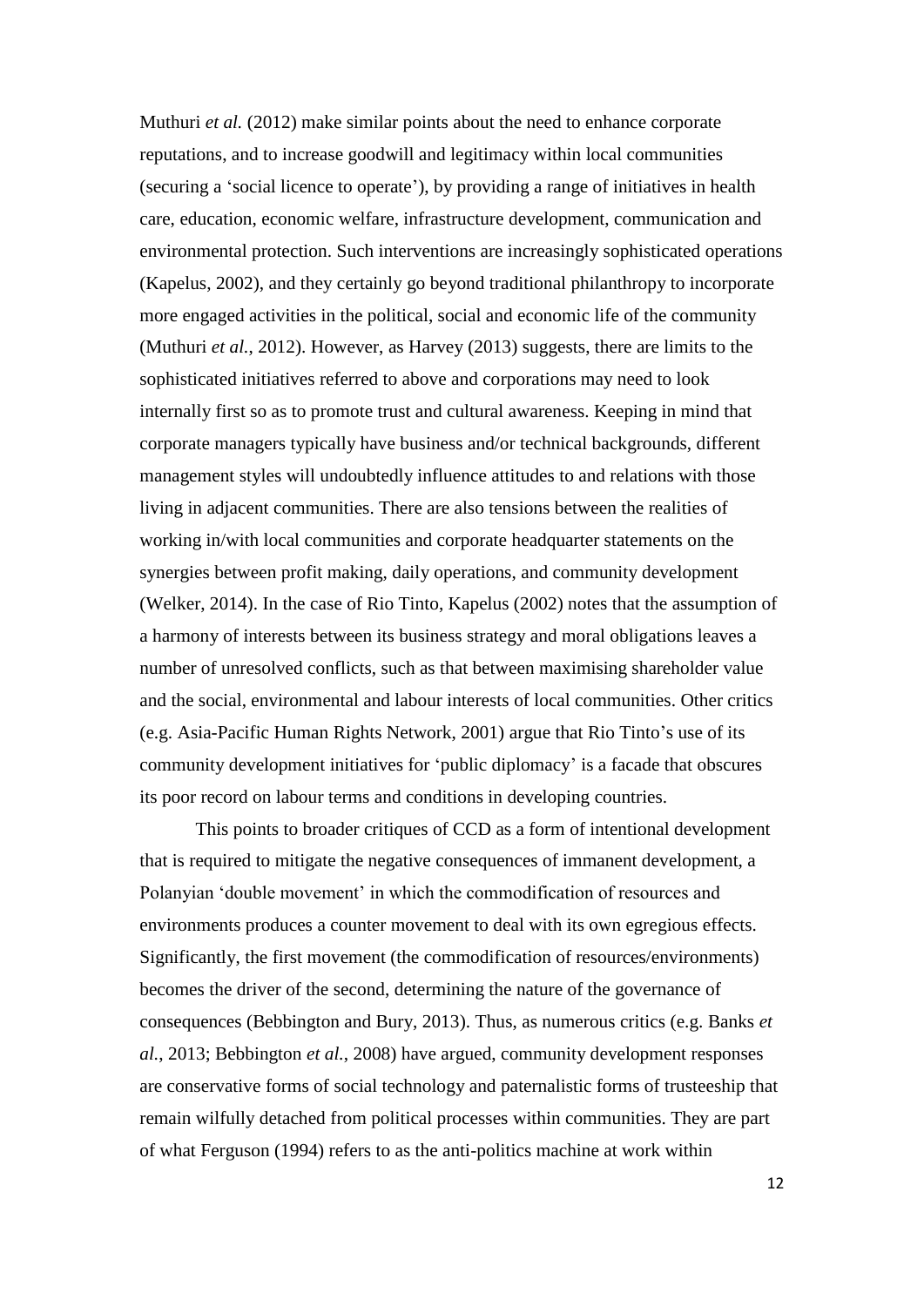Muthuri *et al.* (2012) make similar points about the need to enhance corporate reputations, and to increase goodwill and legitimacy within local communities (securing a 'social licence to operate'), by providing a range of initiatives in health care, education, economic welfare, infrastructure development, communication and environmental protection. Such interventions are increasingly sophisticated operations (Kapelus, 2002), and they certainly go beyond traditional philanthropy to incorporate more engaged activities in the political, social and economic life of the community (Muthuri *et al.*, 2012). However, as Harvey (2013) suggests, there are limits to the sophisticated initiatives referred to above and corporations may need to look internally first so as to promote trust and cultural awareness. Keeping in mind that corporate managers typically have business and/or technical backgrounds, different management styles will undoubtedly influence attitudes to and relations with those living in adjacent communities. There are also tensions between the realities of working in/with local communities and corporate headquarter statements on the synergies between profit making, daily operations, and community development (Welker, 2014). In the case of Rio Tinto, Kapelus (2002) notes that the assumption of a harmony of interests between its business strategy and moral obligations leaves a number of unresolved conflicts, such as that between maximising shareholder value and the social, environmental and labour interests of local communities. Other critics (e.g. Asia-Pacific Human Rights Network, 2001) argue that Rio Tinto's use of its community development initiatives for 'public diplomacy' is a facade that obscures its poor record on labour terms and conditions in developing countries.

This points to broader critiques of CCD as a form of intentional development that is required to mitigate the negative consequences of immanent development, a Polanyian 'double movement' in which the commodification of resources and environments produces a counter movement to deal with its own egregious effects. Significantly, the first movement (the commodification of resources/environments) becomes the driver of the second, determining the nature of the governance of consequences (Bebbington and Bury, 2013). Thus, as numerous critics (e.g. Banks *et al.*, 2013; Bebbington *et al.*, 2008) have argued, community development responses are conservative forms of social technology and paternalistic forms of trusteeship that remain wilfully detached from political processes within communities. They are part of what Ferguson (1994) refers to as the anti-politics machine at work within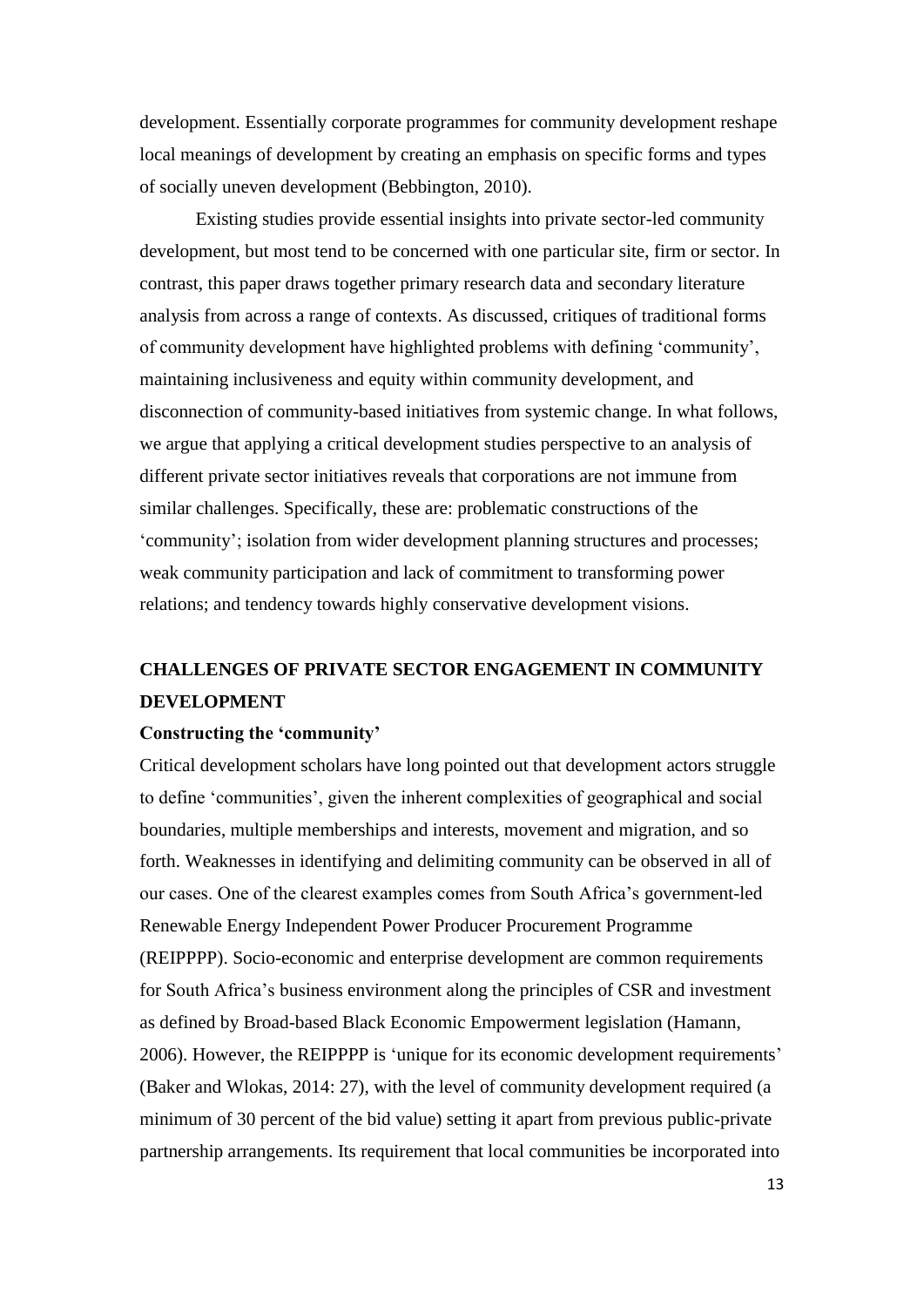development. Essentially corporate programmes for community development reshape local meanings of development by creating an emphasis on specific forms and types of socially uneven development (Bebbington, 2010).

Existing studies provide essential insights into private sector-led community development, but most tend to be concerned with one particular site, firm or sector. In contrast, this paper draws together primary research data and secondary literature analysis from across a range of contexts. As discussed, critiques of traditional forms of community development have highlighted problems with defining 'community', maintaining inclusiveness and equity within community development, and disconnection of community-based initiatives from systemic change. In what follows, we argue that applying a critical development studies perspective to an analysis of different private sector initiatives reveals that corporations are not immune from similar challenges. Specifically, these are: problematic constructions of the 'community'; isolation from wider development planning structures and processes; weak community participation and lack of commitment to transforming power relations; and tendency towards highly conservative development visions.

## CHALLENGES OF PRIVATE SECTOR ENGAGEMENT IN COMMUNITY DEVELOPMENT

### Constructing the 'community'

Critical development scholars have long pointed out that development actors struggle to define 'communities', given the inherent complexities of geographical and social boundaries, multiple memberships and interests, movement and migration, and so forth. Weaknesses in identifying and delimiting community can be observed in all of our cases. One of the clearest examples comes from South Africa's government-led Renewable Energy Independent Power Producer Procurement Programme (REIPPPP). Socio-economic and enterprise development are common requirements for South Africa's business environment along the principles of CSR and investment as defined by Broad-based Black Economic Empowerment legislation (Hamann, 2006). However, the REIPPPP is 'unique for its economic development requirements' (Baker and Wlokas, 2014: 27), with the level of community development required (a minimum of 30 percent of the bid value) setting it apart from previous public-private partnership arrangements. Its requirement that local communities be incorporated into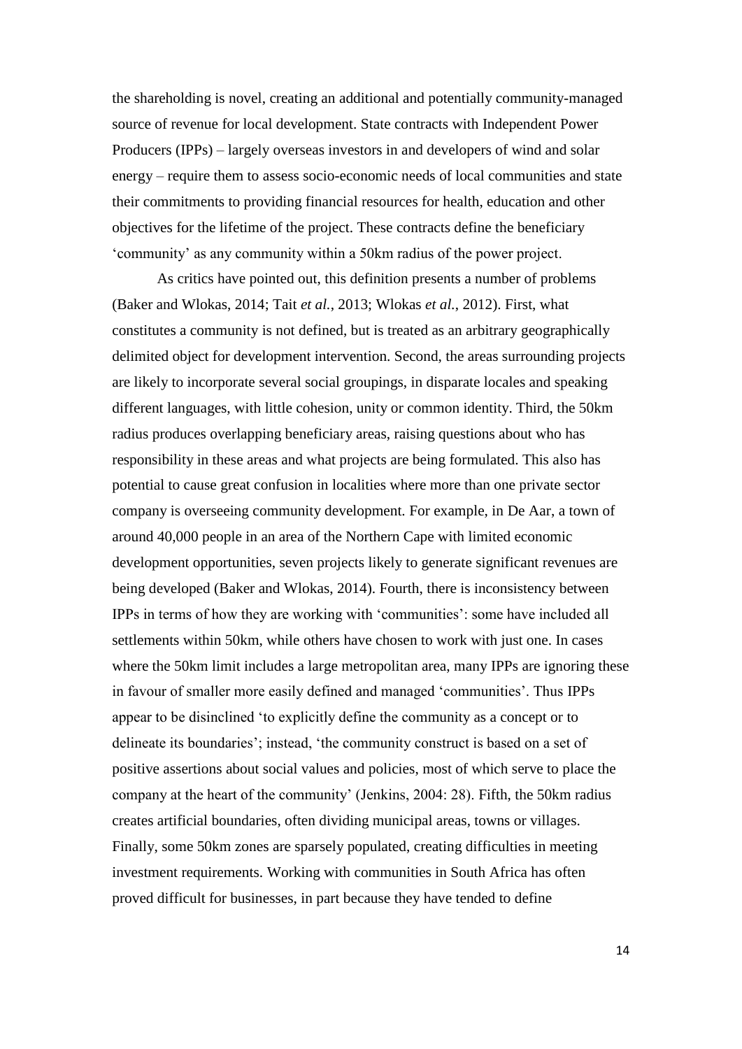the shareholding is novel, creating an additional and potentially community-managed source of revenue for local development. State contracts with Independent Power Producers (IPPs) – largely overseas investors in and developers of wind and solar energy – require them to assess socio-economic needs of local communities and state their commitments to providing financial resources for health, education and other objectives for the lifetime of the project. These contracts define the beneficiary 'community' as any community within a 50km radius of the power project.

As critics have pointed out, this definition presents a number of problems (Baker and Wlokas, 2014; Tait *et al.*, 2013; Wlokas *et al.*, 2012). First, what constitutes a community is not defined, but is treated as an arbitrary geographically delimited object for development intervention. Second, the areas surrounding projects are likely to incorporate several social groupings, in disparate locales and speaking different languages, with little cohesion, unity or common identity. Third, the 50km radius produces overlapping beneficiary areas, raising questions about who has responsibility in these areas and what projects are being formulated. This also has potential to cause great confusion in localities where more than one private sector company is overseeing community development. For example, in De Aar, a town of around 40,000 people in an area of the Northern Cape with limited economic development opportunities, seven projects likely to generate significant revenues are being developed (Baker and Wlokas, 2014). Fourth, there is inconsistency between IPPs in terms of how they are working with 'communities': some have included all settlements within 50km, while others have chosen to work with just one. In cases where the 50km limit includes a large metropolitan area, many IPPs are ignoring these in favour of smaller more easily defined and managed 'communities'. Thus IPPs appear to be disinclined 'to explicitly define the community as a concept or to delineate its boundaries'; instead, 'the community construct is based on a set of positive assertions about social values and policies, most of which serve to place the company at the heart of the community' (Jenkins, 2004: 28). Fifth, the 50km radius creates artificial boundaries, often dividing municipal areas, towns or villages. Finally, some 50km zones are sparsely populated, creating difficulties in meeting investment requirements. Working with communities in South Africa has often proved difficult for businesses, in part because they have tended to define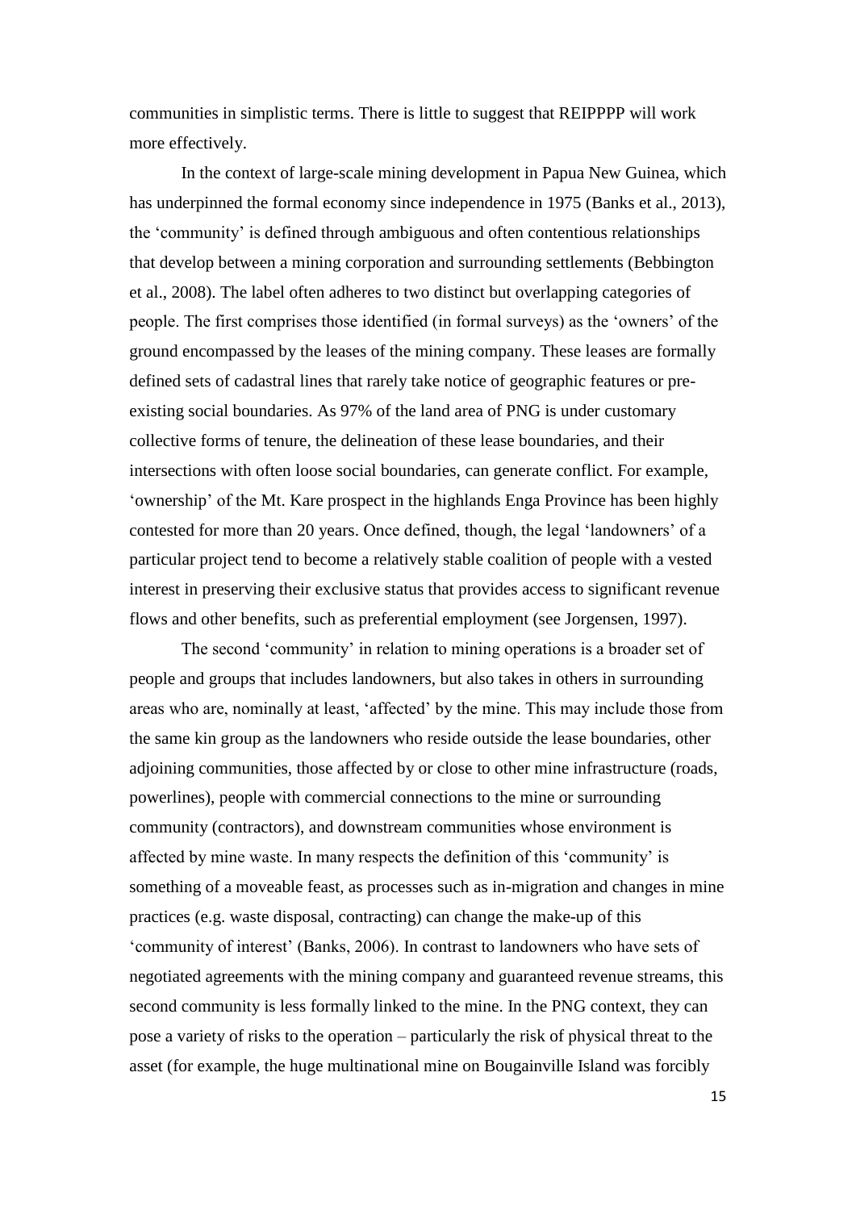communities in simplistic terms. There is little to suggest that REIPPPP will work more effectively.

In the context of large-scale mining development in Papua New Guinea, which has underpinned the formal economy since independence in 1975 (Banks et al., 2013), the 'community' is defined through ambiguous and often contentious relationships that develop between a mining corporation and surrounding settlements (Bebbington et al., 2008). The label often adheres to two distinct but overlapping categories of people. The first comprises those identified (in formal surveys) as the 'owners' of the ground encompassed by the leases of the mining company. These leases are formally defined sets of cadastral lines that rarely take notice of geographic features or pre-existing social boundaries. As 97% of the land area of PNG is under customary collective forms of tenure, the delineation of these lease boundaries, and their intersections with often loose social boundaries, can generate conflict. For example, 'ownership' of the Mt. Kare prospect in the highlands Enga Province has been highly contested for more than 20 years. Once defined, though, the legal 'landowners' of a particular project tend to become a relatively stable coalition of people with a vested interest in preserving their exclusive status that provides access to significant revenue flows and other benefits, such as preferential employment (see Jorgensen, 1997).

The second 'community' in relation to mining operations is a broader set of people and groups that includes landowners, but also takes in others in surrounding areas who are, nominally at least, 'affected' by the mine. This may include those from the same kin group as the landowners who reside outside the lease boundaries, other adjoining communities, those affected by or close to other mine infrastructure (roads, powerlines), people with commercial connections to the mine or surrounding community (contractors), and downstream communities whose environment is affected by mine waste. In many respects the definition of this 'community' is something of a moveable feast, as processes such as in-migration and changes in mine practices (e.g. waste disposal, contracting) can change the make-up of this 'community of interest' (Banks, 2006). In contrast to landowners who have sets of negotiated agreements with the mining company and guaranteed revenue streams, this second community is less formally linked to the mine. In the PNG context, they can pose a variety of risks to the operation – particularly the risk of physical threat to the asset (for example, the huge multinational mine on Bougainville Island was forcibly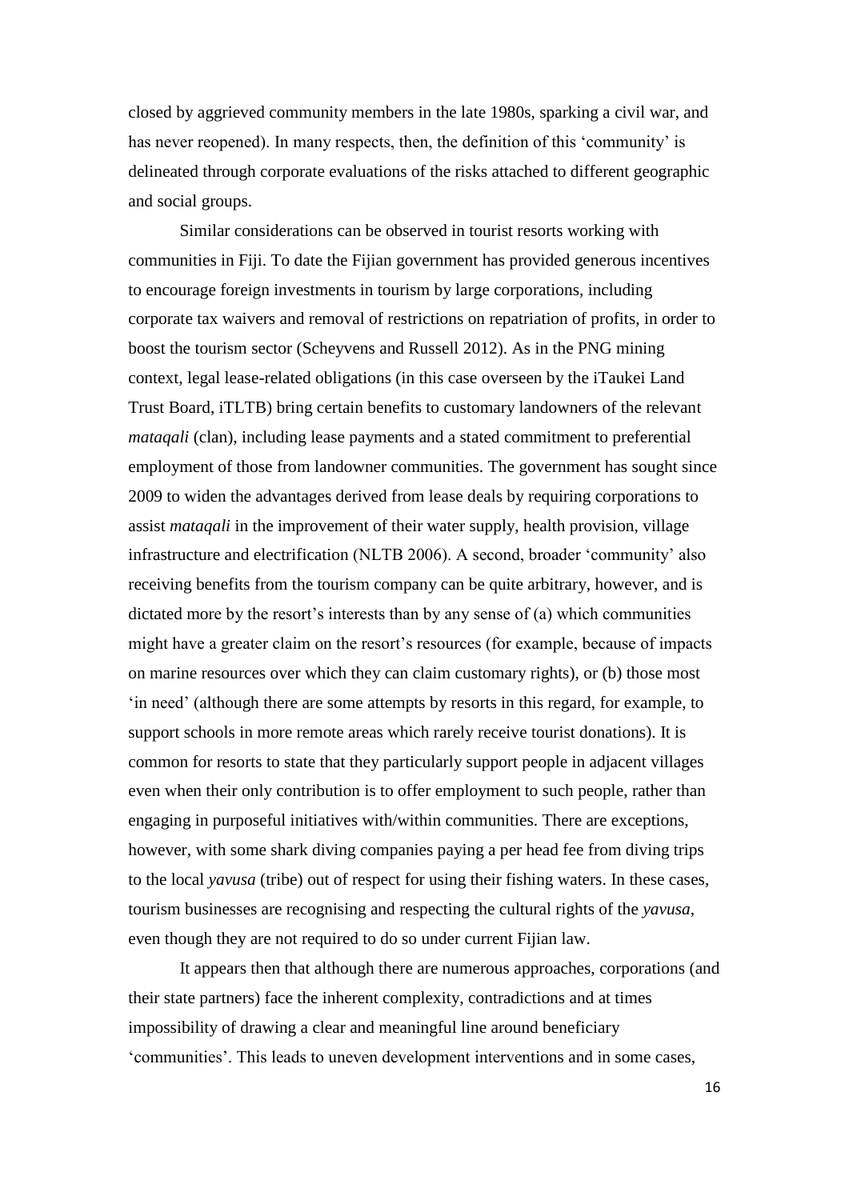closed by aggrieved community members in the late 1980s, sparking a civil war, and has never reopened). In many respects, then, the definition of this 'community' is delineated through corporate evaluations of the risks attached to different geographic and social groups.

Similar considerations can be observed in tourist resorts working with communities in Fiji. To date the Fijian government has provided generous incentives to encourage foreign investments in tourism by large corporations, including corporate tax waivers and removal of restrictions on repatriation of profits, in order to boost the tourism sector (Scheyvens and Russell 2012). As in the PNG mining context, legal lease-related obligations (in this case overseen by the iTaukei Land Trust Board, iTLTB) bring certain benefits to customary landowners of the relevant *mataqali* (clan), including lease payments and a stated commitment to preferential employment of those from landowner communities. The government has sought since 2009 to widen the advantages derived from lease deals by requiring corporations to assist *mataqali* in the improvement of their water supply, health provision, village infrastructure and electrification (NLTB 2006). A second, broader 'community' also receiving benefits from the tourism company can be quite arbitrary, however, and is dictated more by the resort's interests than by any sense of (a) which communities might have a greater claim on the resort's resources (for example, because of impacts on marine resources over which they can claim customary rights), or (b) those most 'in need' (although there are some attempts by resorts in this regard, for example, to support schools in more remote areas which rarely receive tourist donations). It is common for resorts to state that they particularly support people in adjacent villages even when their only contribution is to offer employment to such people, rather than engaging in purposeful initiatives with/within communities. There are exceptions, however, with some shark diving companies paying a per head fee from diving trips to the local *yavusa* (tribe) out of respect for using their fishing waters. In these cases, tourism businesses are recognising and respecting the cultural rights of the *yavusa*, even though they are not required to do so under current Fijian law.

It appears then that although there are numerous approaches, corporations (and their state partners) face the inherent complexity, contradictions and at times impossibility of drawing a clear and meaningful line around beneficiary 'communities'. This leads to uneven development interventions and in some cases,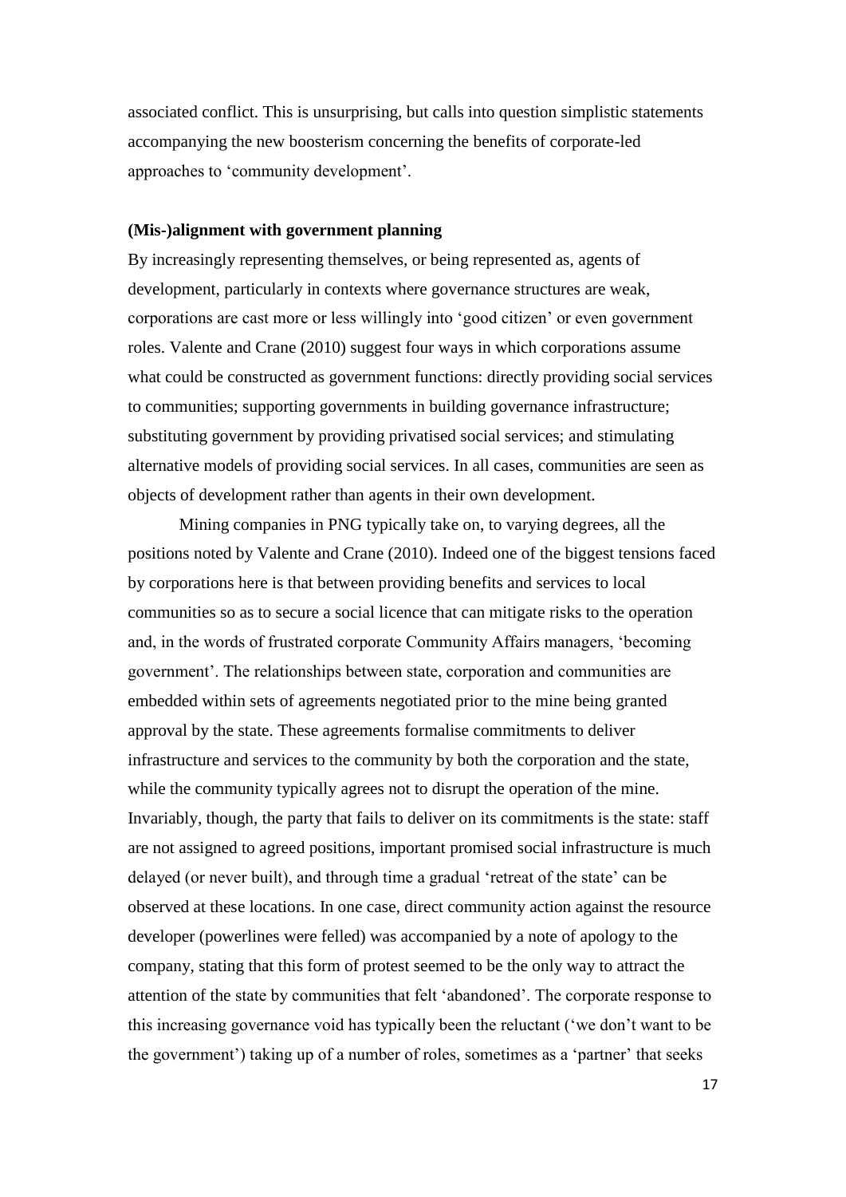associated conflict. This is unsurprising, but calls into question simplistic statements accompanying the new boosterism concerning the benefits of corporate-led approaches to 'community development'.

**(Mis-)alignment with government planning**

By increasingly representing themselves, or being represented as, agents of development, particularly in contexts where governance structures are weak, corporations are cast more or less willingly into 'good citizen' or even government roles. Valente and Crane (2010) suggest four ways in which corporations assume what could be constructed as government functions: directly providing social services to communities; supporting governments in building governance infrastructure; substituting government by providing privatised social services; and stimulating alternative models of providing social services. In all cases, communities are seen as objects of development rather than agents in their own development.

Mining companies in PNG typically take on, to varying degrees, all the positions noted by Valente and Crane (2010). Indeed one of the biggest tensions faced by corporations here is that between providing benefits and services to local communities so as to secure a social licence that can mitigate risks to the operation and, in the words of frustrated corporate Community Affairs managers, 'becoming government'. The relationships between state, corporation and communities are embedded within sets of agreements negotiated prior to the mine being granted approval by the state. These agreements formalise commitments to deliver infrastructure and services to the community by both the corporation and the state, while the community typically agrees not to disrupt the operation of the mine. Invariably, though, the party that fails to deliver on its commitments is the state: staff are not assigned to agreed positions, important promised social infrastructure is much delayed (or never built), and through time a gradual 'retreat of the state' can be observed at these locations. In one case, direct community action against the resource developer (powerlines were felled) was accompanied by a note of apology to the company, stating that this form of protest seemed to be the only way to attract the attention of the state by communities that felt 'abandoned'. The corporate response to this increasing governance void has typically been the reluctant ('we don't want to be the government') taking up of a number of roles, sometimes as a 'partner' that seeks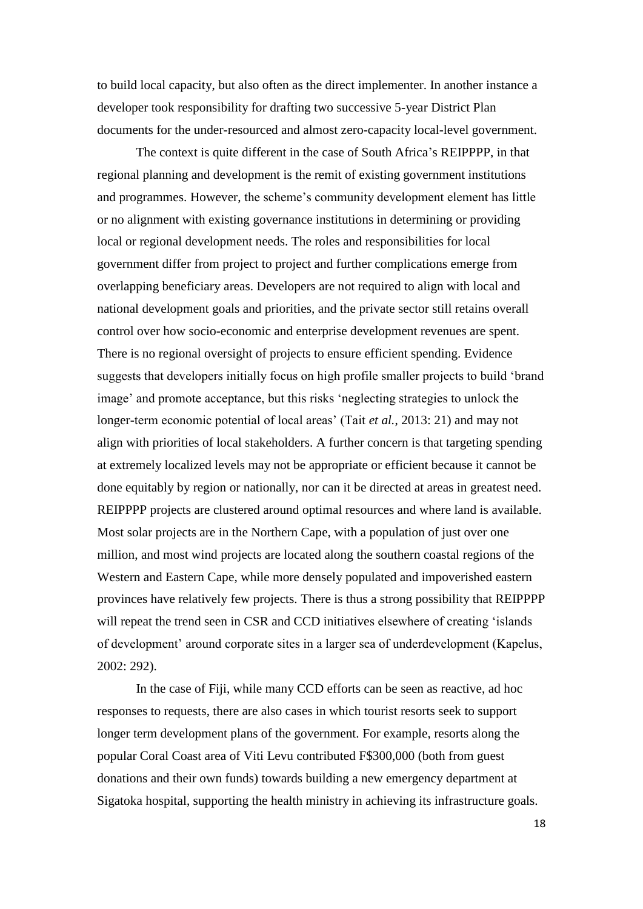to build local capacity, but also often as the direct implementer. In another instance a developer took responsibility for drafting two successive 5-year District Plan documents for the under-resourced and almost zero-capacity local-level government.

The context is quite different in the case of South Africa's REIPPPP, in that regional planning and development is the remit of existing government institutions and programmes. However, the scheme's community development element has little or no alignment with existing governance institutions in determining or providing local or regional development needs. The roles and responsibilities for local government differ from project to project and further complications emerge from overlapping beneficiary areas. Developers are not required to align with local and national development goals and priorities, and the private sector still retains overall control over how socio-economic and enterprise development revenues are spent. There is no regional oversight of projects to ensure efficient spending. Evidence suggests that developers initially focus on high profile smaller projects to build 'brand image' and promote acceptance, but this risks 'neglecting strategies to unlock the longer-term economic potential of local areas' (Tait *et al.*, 2013: 21) and may not align with priorities of local stakeholders. A further concern is that targeting spending at extremely localized levels may not be appropriate or efficient because it cannot be done equitably by region or nationally, nor can it be directed at areas in greatest need. REIPPPP projects are clustered around optimal resources and where land is available. Most solar projects are in the Northern Cape, with a population of just over one million, and most wind projects are located along the southern coastal regions of the Western and Eastern Cape, while more densely populated and impoverished eastern provinces have relatively few projects. There is thus a strong possibility that REIPPPP will repeat the trend seen in CSR and CCD initiatives elsewhere of creating 'islands of development' around corporate sites in a larger sea of underdevelopment (Kapelus, 2002: 292).

In the case of Fiji, while many CCD efforts can be seen as reactive, ad hoc responses to requests, there are also cases in which tourist resorts seek to support longer term development plans of the government. For example, resorts along the popular Coral Coast area of Viti Levu contributed F$300,000 (both from guest donations and their own funds) towards building a new emergency department at Sigatoka hospital, supporting the health ministry in achieving its infrastructure goals.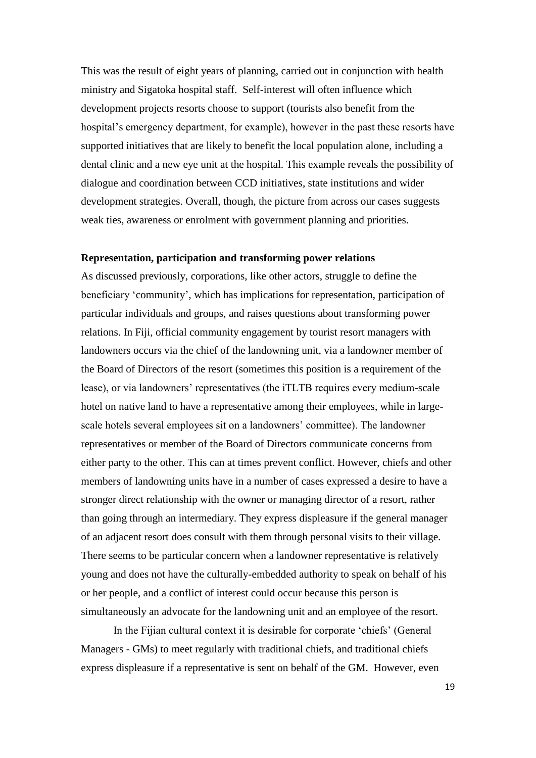This was the result of eight years of planning, carried out in conjunction with health ministry and Sigatoka hospital staff. Self-interest will often influence which development projects resorts choose to support (tourists also benefit from the hospital's emergency department, for example), however in the past these resorts have supported initiatives that are likely to benefit the local population alone, including a dental clinic and a new eye unit at the hospital. This example reveals the possibility of dialogue and coordination between CCD initiatives, state institutions and wider development strategies. Overall, though, the picture from across our cases suggests weak ties, awareness or enrolment with government planning and priorities.

**Representation, participation and transforming power relations**

As discussed previously, corporations, like other actors, struggle to define the beneficiary 'community', which has implications for representation, participation of particular individuals and groups, and raises questions about transforming power relations. In Fiji, official community engagement by tourist resort managers with landowners occurs via the chief of the landowning unit, via a landowner member of the Board of Directors of the resort (sometimes this position is a requirement of the lease), or via landowners' representatives (the iTLTB requires every medium-scale hotel on native land to have a representative among their employees, while in large-scale hotels several employees sit on a landowners' committee). The landowner representatives or member of the Board of Directors communicate concerns from either party to the other. This can at times prevent conflict. However, chiefs and other members of landowning units have in a number of cases expressed a desire to have a stronger direct relationship with the owner or managing director of a resort, rather than going through an intermediary. They express displeasure if the general manager of an adjacent resort does consult with them through personal visits to their village. There seems to be particular concern when a landowner representative is relatively young and does not have the culturally-embedded authority to speak on behalf of his or her people, and a conflict of interest could occur because this person is simultaneously an advocate for the landowning unit and an employee of the resort.

In the Fijian cultural context it is desirable for corporate 'chiefs' (General Managers - GMs) to meet regularly with traditional chiefs, and traditional chiefs express displeasure if a representative is sent on behalf of the GM. However, even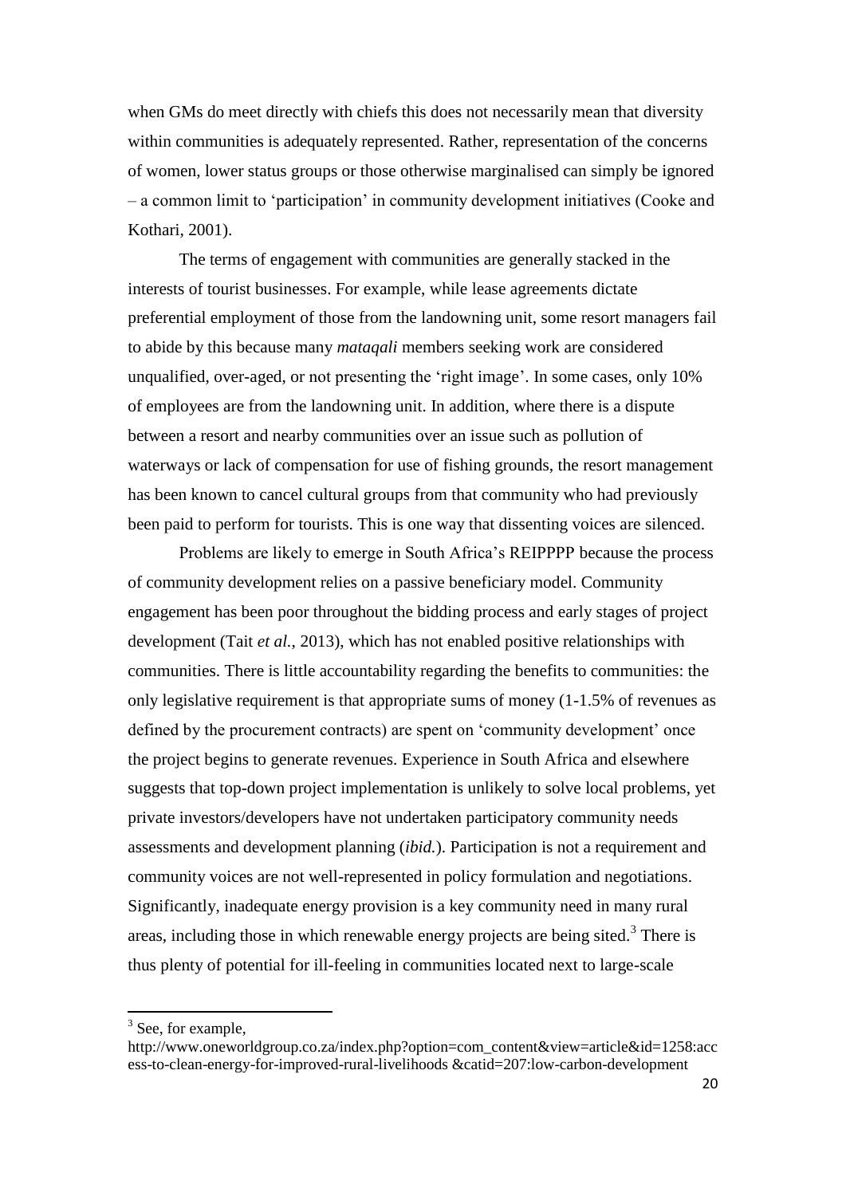when GMs do meet directly with chiefs this does not necessarily mean that diversity within communities is adequately represented. Rather, representation of the concerns of women, lower status groups or those otherwise marginalised can simply be ignored – a common limit to 'participation' in community development initiatives (Cooke and Kothari, 2001).

The terms of engagement with communities are generally stacked in the interests of tourist businesses. For example, while lease agreements dictate preferential employment of those from the landowning unit, some resort managers fail to abide by this because many *mataqali* members seeking work are considered unqualified, over-aged, or not presenting the 'right image'. In some cases, only 10% of employees are from the landowning unit. In addition, where there is a dispute between a resort and nearby communities over an issue such as pollution of waterways or lack of compensation for use of fishing grounds, the resort management has been known to cancel cultural groups from that community who had previously been paid to perform for tourists. This is one way that dissenting voices are silenced.

Problems are likely to emerge in South Africa's REIPPPP because the process of community development relies on a passive beneficiary model. Community engagement has been poor throughout the bidding process and early stages of project development (Tait *et al.*, 2013), which has not enabled positive relationships with communities. There is little accountability regarding the benefits to communities: the only legislative requirement is that appropriate sums of money (1-1.5% of revenues as defined by the procurement contracts) are spent on 'community development' once the project begins to generate revenues. Experience in South Africa and elsewhere suggests that top-down project implementation is unlikely to solve local problems, yet private investors/developers have not undertaken participatory community needs assessments and development planning (*ibid.*). Participation is not a requirement and community voices are not well-represented in policy formulation and negotiations. Significantly, inadequate energy provision is a key community need in many rural areas, including those in which renewable energy projects are being sited.[3] There is thus plenty of potential for ill-feeling in communities located next to large-scale

[3] See, for example, http://www.oneworldgroup.co.za/index.php?option=com_content&view=article&id=1258:access-to-clean-energy-for-improved-rural-livelihoods &catid=207:low-carbon-development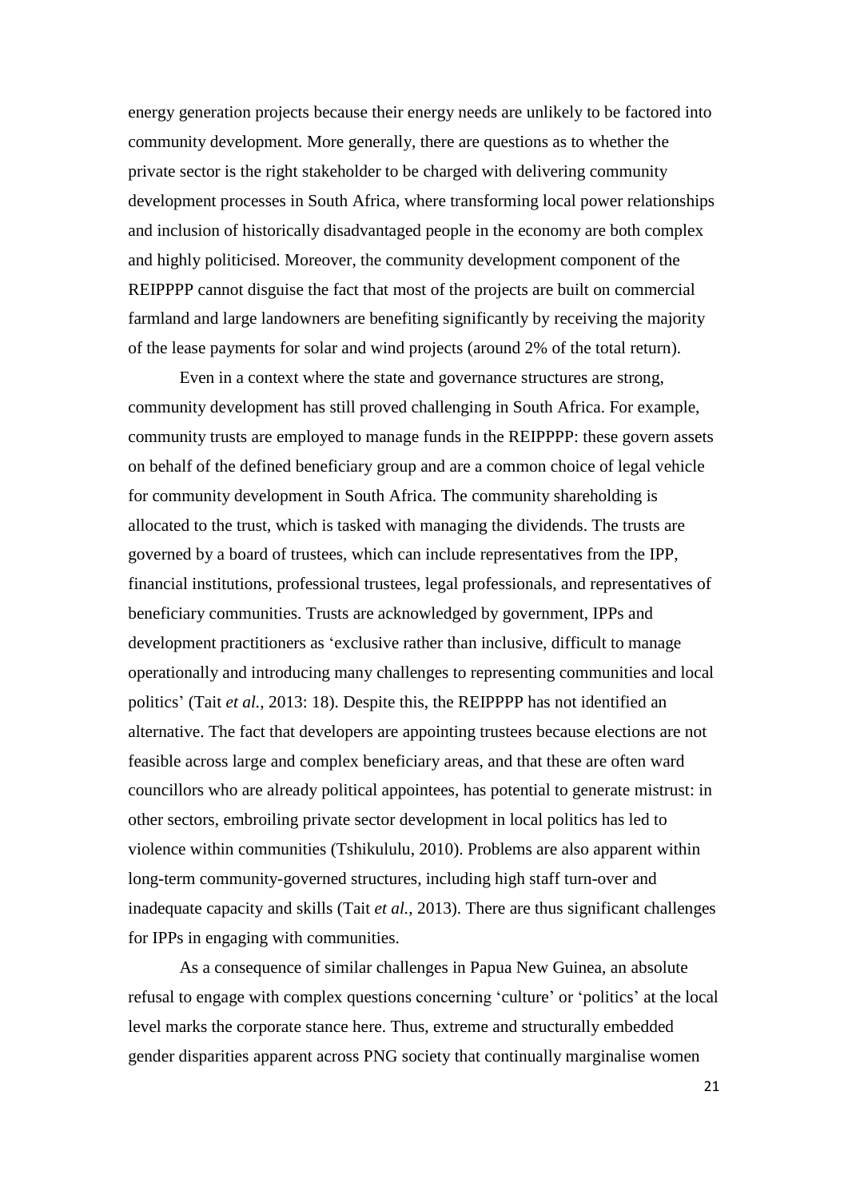energy generation projects because their energy needs are unlikely to be factored into community development. More generally, there are questions as to whether the private sector is the right stakeholder to be charged with delivering community development processes in South Africa, where transforming local power relationships and inclusion of historically disadvantaged people in the economy are both complex and highly politicised. Moreover, the community development component of the REIPPPP cannot disguise the fact that most of the projects are built on commercial farmland and large landowners are benefiting significantly by receiving the majority of the lease payments for solar and wind projects (around 2% of the total return).

Even in a context where the state and governance structures are strong, community development has still proved challenging in South Africa. For example, community trusts are employed to manage funds in the REIPPPP: these govern assets on behalf of the defined beneficiary group and are a common choice of legal vehicle for community development in South Africa. The community shareholding is allocated to the trust, which is tasked with managing the dividends. The trusts are governed by a board of trustees, which can include representatives from the IPP, financial institutions, professional trustees, legal professionals, and representatives of beneficiary communities. Trusts are acknowledged by government, IPPs and development practitioners as 'exclusive rather than inclusive, difficult to manage operationally and introducing many challenges to representing communities and local politics' (Tait *et al.*, 2013: 18). Despite this, the REIPPPP has not identified an alternative. The fact that developers are appointing trustees because elections are not feasible across large and complex beneficiary areas, and that these are often ward councillors who are already political appointees, has potential to generate mistrust: in other sectors, embroiling private sector development in local politics has led to violence within communities (Tshikululu, 2010). Problems are also apparent within long-term community-governed structures, including high staff turn-over and inadequate capacity and skills (Tait *et al.*, 2013). There are thus significant challenges for IPPs in engaging with communities.

As a consequence of similar challenges in Papua New Guinea, an absolute refusal to engage with complex questions concerning 'culture' or 'politics' at the local level marks the corporate stance here. Thus, extreme and structurally embedded gender disparities apparent across PNG society that continually marginalise women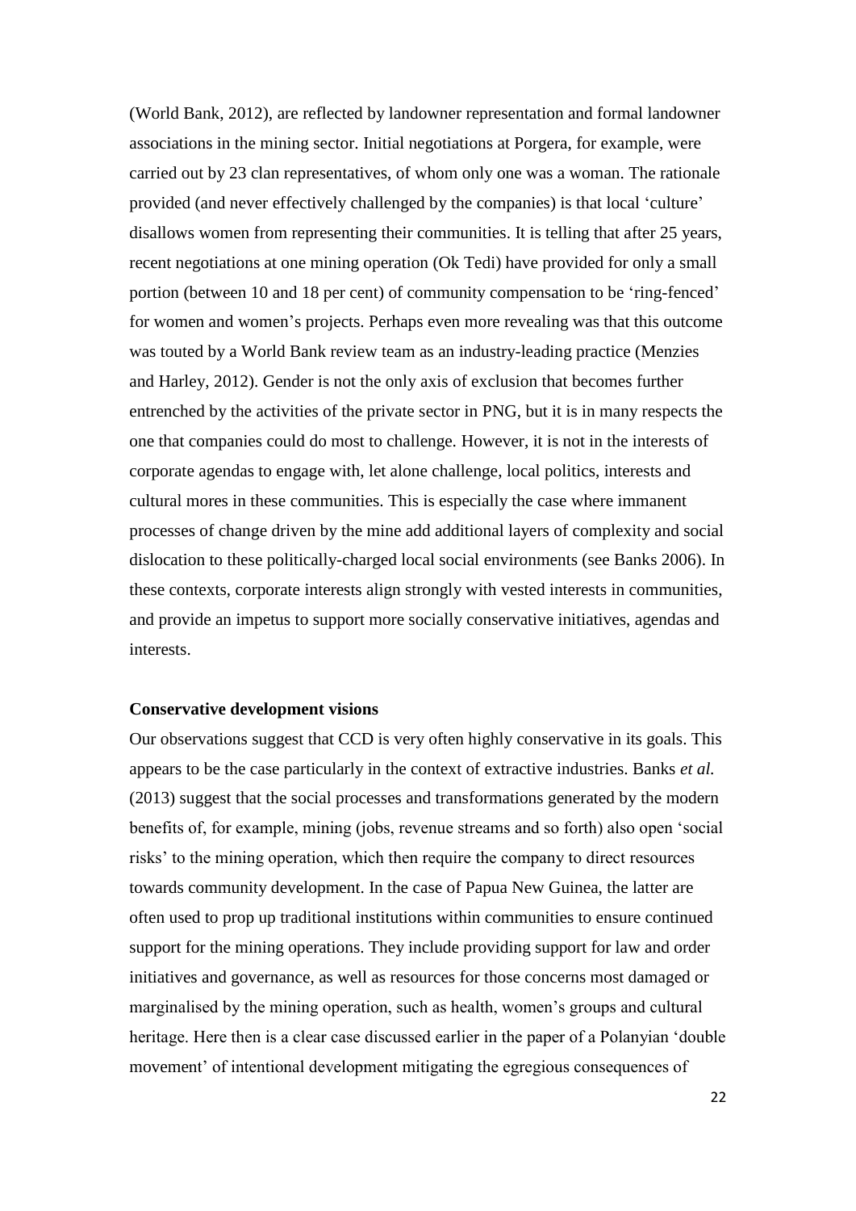(World Bank, 2012), are reflected by landowner representation and formal landowner associations in the mining sector. Initial negotiations at Porgera, for example, were carried out by 23 clan representatives, of whom only one was a woman. The rationale provided (and never effectively challenged by the companies) is that local 'culture' disallows women from representing their communities. It is telling that after 25 years, recent negotiations at one mining operation (Ok Tedi) have provided for only a small portion (between 10 and 18 per cent) of community compensation to be 'ring-fenced' for women and women's projects. Perhaps even more revealing was that this outcome was touted by a World Bank review team as an industry-leading practice (Menzies and Harley, 2012). Gender is not the only axis of exclusion that becomes further entrenched by the activities of the private sector in PNG, but it is in many respects the one that companies could do most to challenge. However, it is not in the interests of corporate agendas to engage with, let alone challenge, local politics, interests and cultural mores in these communities. This is especially the case where immanent processes of change driven by the mine add additional layers of complexity and social dislocation to these politically-charged local social environments (see Banks 2006). In these contexts, corporate interests align strongly with vested interests in communities, and provide an impetus to support more socially conservative initiatives, agendas and interests.

**Conservative development visions**

Our observations suggest that CCD is very often highly conservative in its goals. This appears to be the case particularly in the context of extractive industries. Banks *et al.* (2013) suggest that the social processes and transformations generated by the modern benefits of, for example, mining (jobs, revenue streams and so forth) also open 'social risks' to the mining operation, which then require the company to direct resources towards community development. In the case of Papua New Guinea, the latter are often used to prop up traditional institutions within communities to ensure continued support for the mining operations. They include providing support for law and order initiatives and governance, as well as resources for those concerns most damaged or marginalised by the mining operation, such as health, women's groups and cultural heritage. Here then is a clear case discussed earlier in the paper of a Polanyian 'double movement' of intentional development mitigating the egregious consequences of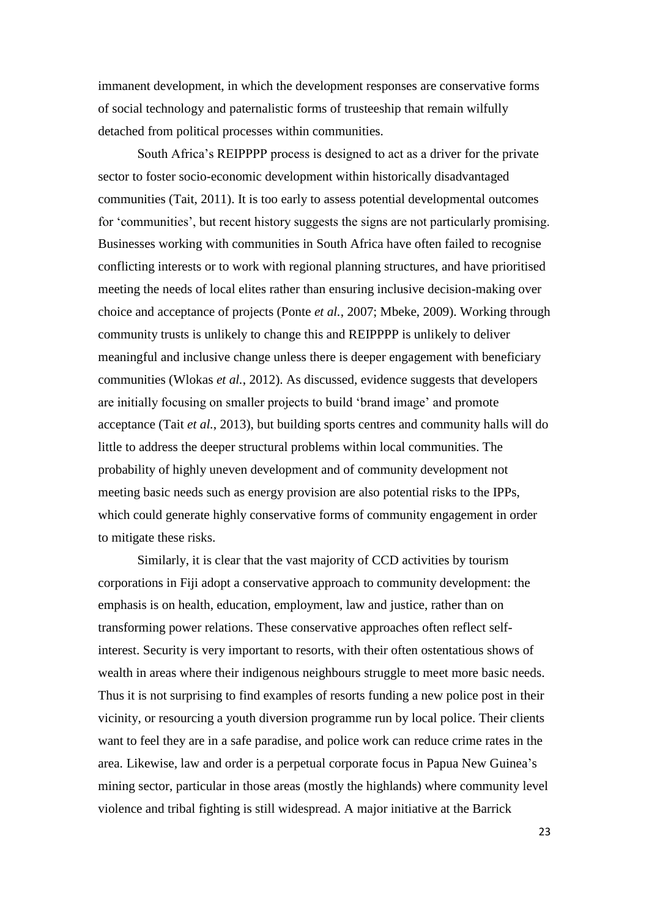immanent development, in which the development responses are conservative forms of social technology and paternalistic forms of trusteeship that remain wilfully detached from political processes within communities.

South Africa's REIPPPP process is designed to act as a driver for the private sector to foster socio-economic development within historically disadvantaged communities (Tait, 2011). It is too early to assess potential developmental outcomes for 'communities', but recent history suggests the signs are not particularly promising. Businesses working with communities in South Africa have often failed to recognise conflicting interests or to work with regional planning structures, and have prioritised meeting the needs of local elites rather than ensuring inclusive decision-making over choice and acceptance of projects (Ponte *et al.*, 2007; Mbeke, 2009). Working through community trusts is unlikely to change this and REIPPPP is unlikely to deliver meaningful and inclusive change unless there is deeper engagement with beneficiary communities (Wlokas *et al.*, 2012). As discussed, evidence suggests that developers are initially focusing on smaller projects to build 'brand image' and promote acceptance (Tait *et al.*, 2013), but building sports centres and community halls will do little to address the deeper structural problems within local communities. The probability of highly uneven development and of community development not meeting basic needs such as energy provision are also potential risks to the IPPs, which could generate highly conservative forms of community engagement in order to mitigate these risks.

Similarly, it is clear that the vast majority of CCD activities by tourism corporations in Fiji adopt a conservative approach to community development: the emphasis is on health, education, employment, law and justice, rather than on transforming power relations. These conservative approaches often reflect self-interest. Security is very important to resorts, with their often ostentatious shows of wealth in areas where their indigenous neighbours struggle to meet more basic needs. Thus it is not surprising to find examples of resorts funding a new police post in their vicinity, or resourcing a youth diversion programme run by local police. Their clients want to feel they are in a safe paradise, and police work can reduce crime rates in the area. Likewise, law and order is a perpetual corporate focus in Papua New Guinea's mining sector, particular in those areas (mostly the highlands) where community level violence and tribal fighting is still widespread. A major initiative at the Barrick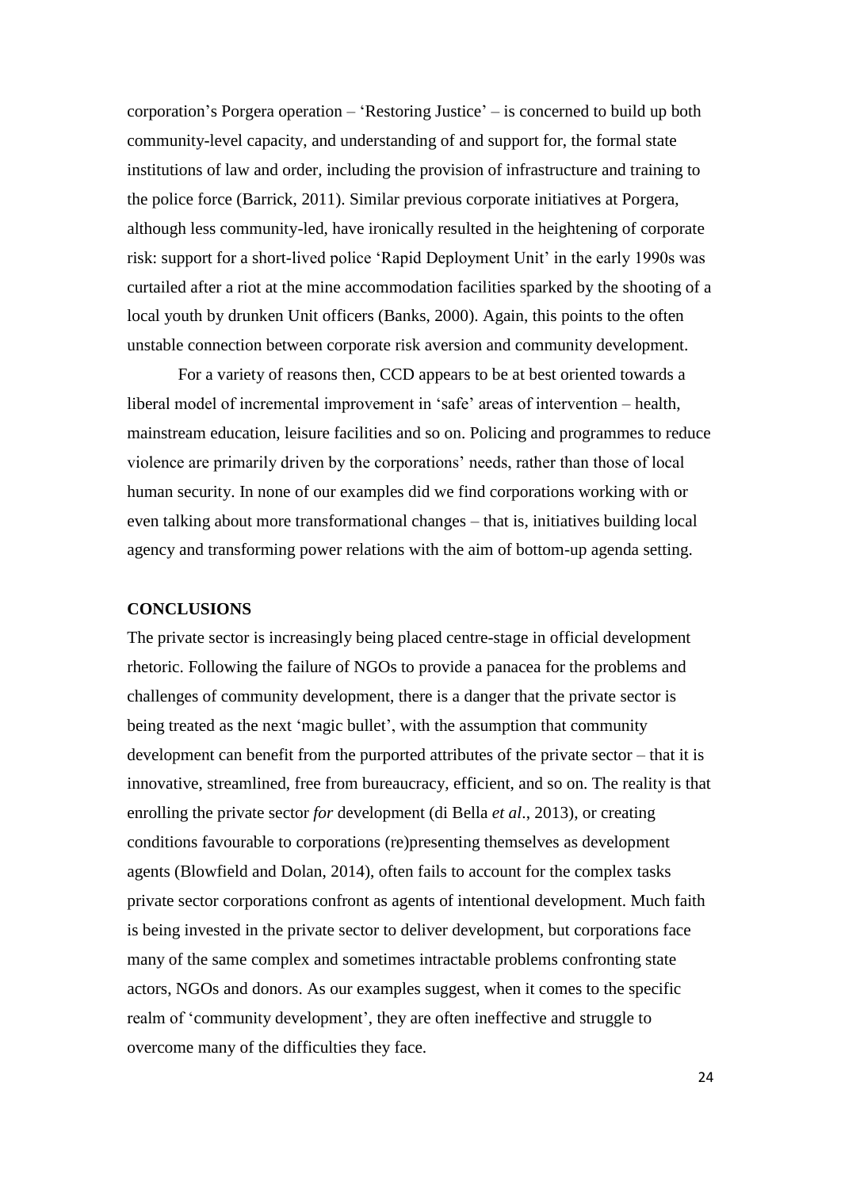corporation's Porgera operation – 'Restoring Justice' – is concerned to build up both community-level capacity, and understanding of and support for, the formal state institutions of law and order, including the provision of infrastructure and training to the police force (Barrick, 2011). Similar previous corporate initiatives at Porgera, although less community-led, have ironically resulted in the heightening of corporate risk: support for a short-lived police 'Rapid Deployment Unit' in the early 1990s was curtailed after a riot at the mine accommodation facilities sparked by the shooting of a local youth by drunken Unit officers (Banks, 2000). Again, this points to the often unstable connection between corporate risk aversion and community development.

For a variety of reasons then, CCD appears to be at best oriented towards a liberal model of incremental improvement in 'safe' areas of intervention – health, mainstream education, leisure facilities and so on. Policing and programmes to reduce violence are primarily driven by the corporations' needs, rather than those of local human security. In none of our examples did we find corporations working with or even talking about more transformational changes – that is, initiatives building local agency and transforming power relations with the aim of bottom-up agenda setting.

## CONCLUSIONS

The private sector is increasingly being placed centre-stage in official development rhetoric. Following the failure of NGOs to provide a panacea for the problems and challenges of community development, there is a danger that the private sector is being treated as the next 'magic bullet', with the assumption that community development can benefit from the purported attributes of the private sector – that it is innovative, streamlined, free from bureaucracy, efficient, and so on. The reality is that enrolling the private sector *for* development (di Bella *et al*., 2013), or creating conditions favourable to corporations (re)presenting themselves as development agents (Blowfield and Dolan, 2014), often fails to account for the complex tasks private sector corporations confront as agents of intentional development. Much faith is being invested in the private sector to deliver development, but corporations face many of the same complex and sometimes intractable problems confronting state actors, NGOs and donors. As our examples suggest, when it comes to the specific realm of 'community development', they are often ineffective and struggle to overcome many of the difficulties they face.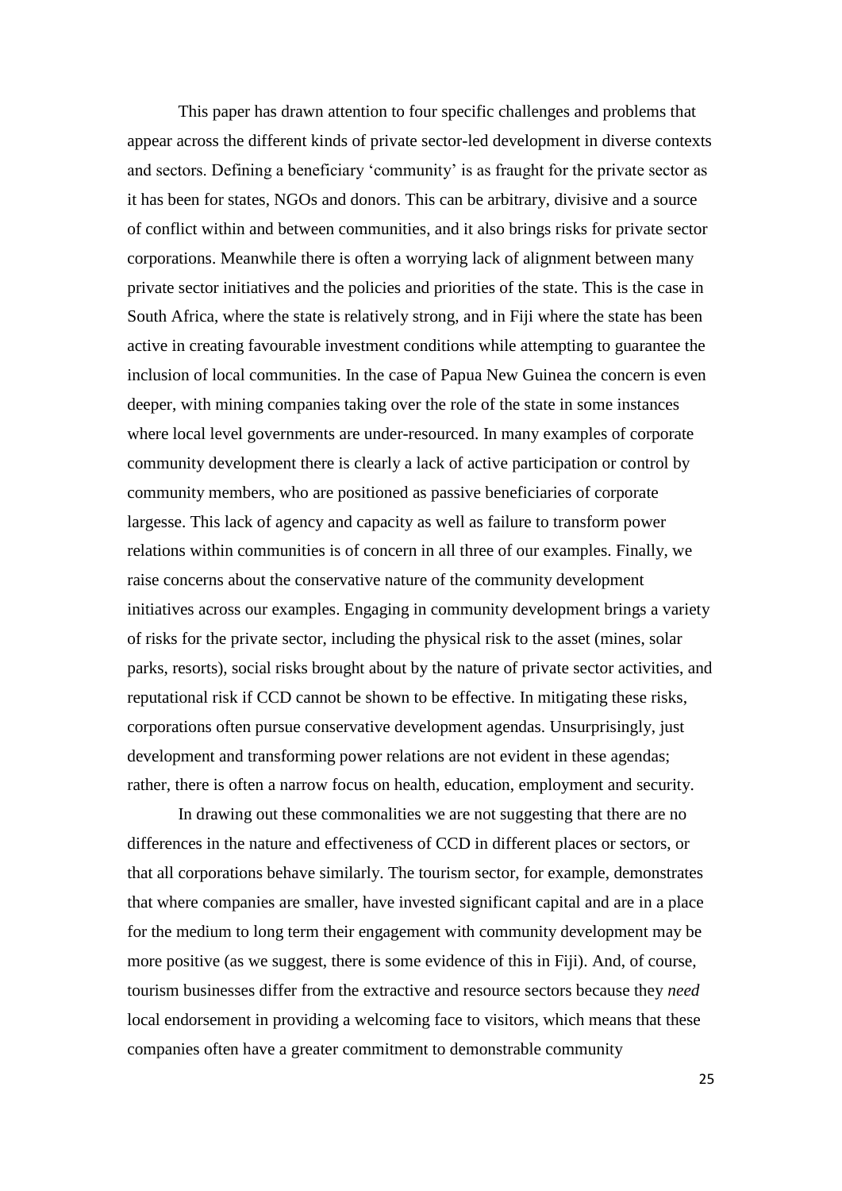This paper has drawn attention to four specific challenges and problems that appear across the different kinds of private sector-led development in diverse contexts and sectors. Defining a beneficiary 'community' is as fraught for the private sector as it has been for states, NGOs and donors. This can be arbitrary, divisive and a source of conflict within and between communities, and it also brings risks for private sector corporations. Meanwhile there is often a worrying lack of alignment between many private sector initiatives and the policies and priorities of the state. This is the case in South Africa, where the state is relatively strong, and in Fiji where the state has been active in creating favourable investment conditions while attempting to guarantee the inclusion of local communities. In the case of Papua New Guinea the concern is even deeper, with mining companies taking over the role of the state in some instances where local level governments are under-resourced. In many examples of corporate community development there is clearly a lack of active participation or control by community members, who are positioned as passive beneficiaries of corporate largesse. This lack of agency and capacity as well as failure to transform power relations within communities is of concern in all three of our examples. Finally, we raise concerns about the conservative nature of the community development initiatives across our examples. Engaging in community development brings a variety of risks for the private sector, including the physical risk to the asset (mines, solar parks, resorts), social risks brought about by the nature of private sector activities, and reputational risk if CCD cannot be shown to be effective. In mitigating these risks, corporations often pursue conservative development agendas. Unsurprisingly, just development and transforming power relations are not evident in these agendas; rather, there is often a narrow focus on health, education, employment and security.

In drawing out these commonalities we are not suggesting that there are no differences in the nature and effectiveness of CCD in different places or sectors, or that all corporations behave similarly. The tourism sector, for example, demonstrates that where companies are smaller, have invested significant capital and are in a place for the medium to long term their engagement with community development may be more positive (as we suggest, there is some evidence of this in Fiji). And, of course, tourism businesses differ from the extractive and resource sectors because they *need* local endorsement in providing a welcoming face to visitors, which means that these companies often have a greater commitment to demonstrable community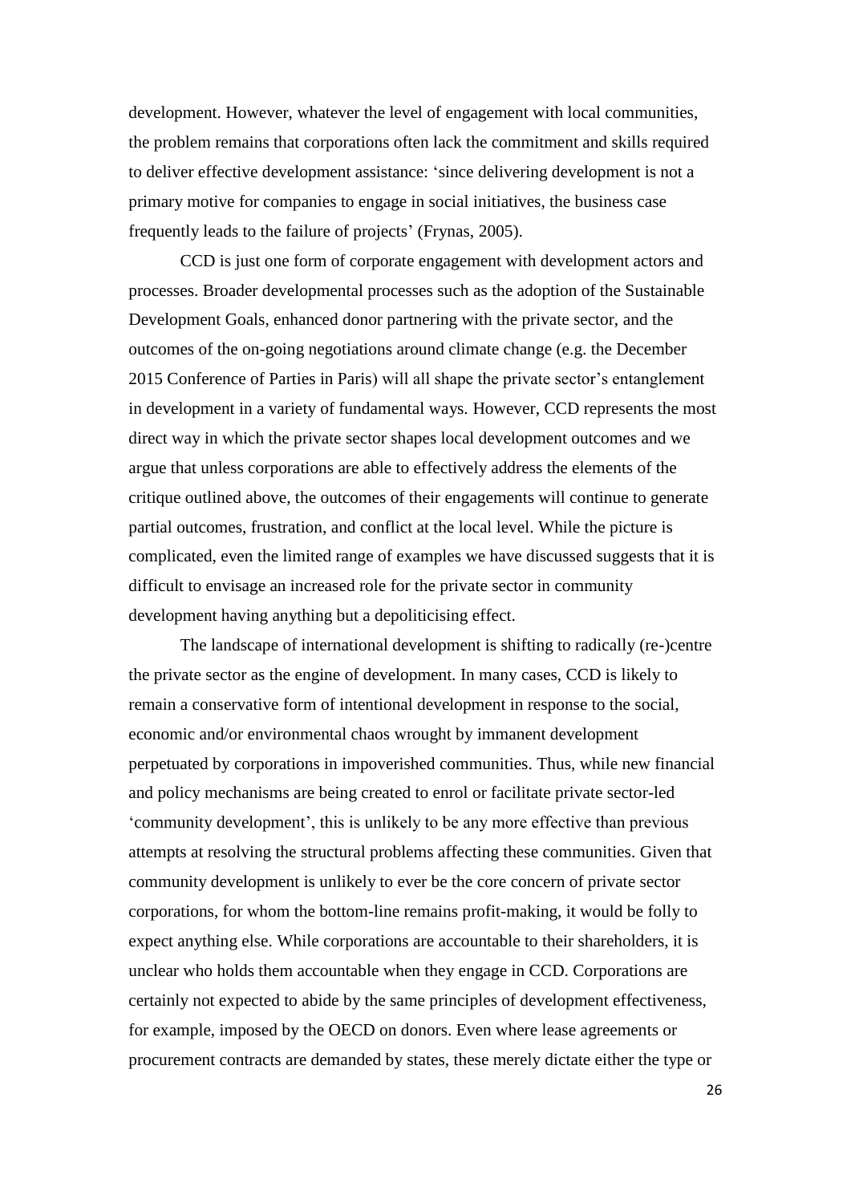development. However, whatever the level of engagement with local communities, the problem remains that corporations often lack the commitment and skills required to deliver effective development assistance: 'since delivering development is not a primary motive for companies to engage in social initiatives, the business case frequently leads to the failure of projects' (Frynas, 2005).

CCD is just one form of corporate engagement with development actors and processes. Broader developmental processes such as the adoption of the Sustainable Development Goals, enhanced donor partnering with the private sector, and the outcomes of the on-going negotiations around climate change (e.g. the December 2015 Conference of Parties in Paris) will all shape the private sector's entanglement in development in a variety of fundamental ways. However, CCD represents the most direct way in which the private sector shapes local development outcomes and we argue that unless corporations are able to effectively address the elements of the critique outlined above, the outcomes of their engagements will continue to generate partial outcomes, frustration, and conflict at the local level. While the picture is complicated, even the limited range of examples we have discussed suggests that it is difficult to envisage an increased role for the private sector in community development having anything but a depoliticising effect.

The landscape of international development is shifting to radically (re-)centre the private sector as the engine of development. In many cases, CCD is likely to remain a conservative form of intentional development in response to the social, economic and/or environmental chaos wrought by immanent development perpetuated by corporations in impoverished communities. Thus, while new financial and policy mechanisms are being created to enrol or facilitate private sector-led 'community development', this is unlikely to be any more effective than previous attempts at resolving the structural problems affecting these communities. Given that community development is unlikely to ever be the core concern of private sector corporations, for whom the bottom-line remains profit-making, it would be folly to expect anything else. While corporations are accountable to their shareholders, it is unclear who holds them accountable when they engage in CCD. Corporations are certainly not expected to abide by the same principles of development effectiveness, for example, imposed by the OECD on donors. Even where lease agreements or procurement contracts are demanded by states, these merely dictate either the type or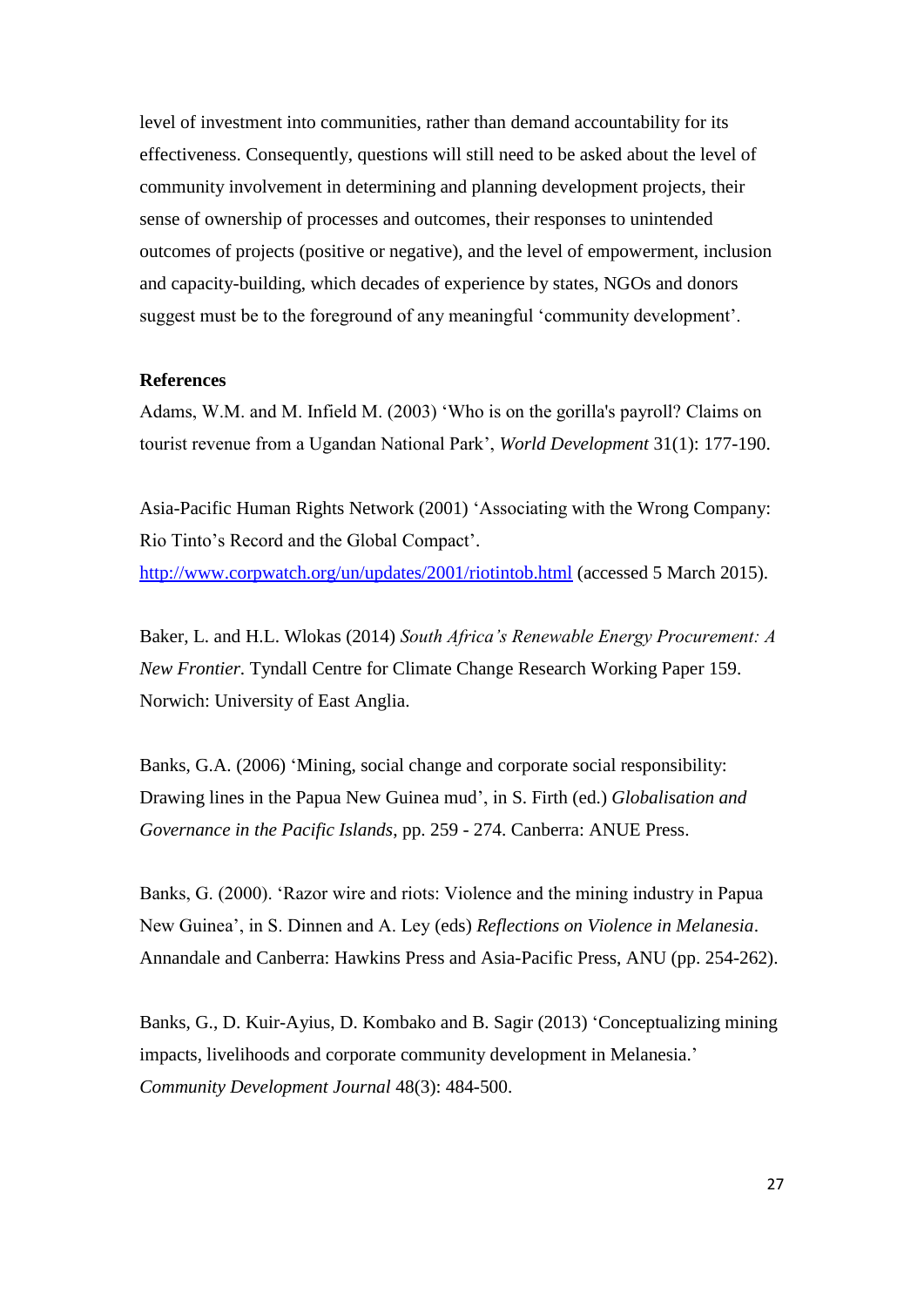level of investment into communities, rather than demand accountability for its effectiveness. Consequently, questions will still need to be asked about the level of community involvement in determining and planning development projects, their sense of ownership of processes and outcomes, their responses to unintended outcomes of projects (positive or negative), and the level of empowerment, inclusion and capacity-building, which decades of experience by states, NGOs and donors suggest must be to the foreground of any meaningful 'community development'.

**References**

Adams, W.M. and M. Infield M. (2003) 'Who is on the gorilla's payroll? Claims on tourist revenue from a Ugandan National Park', *World Development* 31(1): 177-190.

Asia-Pacific Human Rights Network (2001) 'Associating with the Wrong Company: Rio Tinto's Record and the Global Compact'. [http://www.corpwatch.org/un/updates/2001/riotintob.html](http://www.corpwatch.org/un/updates/2001/riotintob.html) (accessed 5 March 2015).

Baker, L. and H.L. Wlokas (2014) *South Africa's Renewable Energy Procurement: A New Frontier.* Tyndall Centre for Climate Change Research Working Paper 159. Norwich: University of East Anglia.

Banks, G.A. (2006) 'Mining, social change and corporate social responsibility: Drawing lines in the Papua New Guinea mud', in S. Firth (ed.) *Globalisation and Governance in the Pacific Islands*, pp. 259 - 274. Canberra: ANUE Press.

Banks, G. (2000). 'Razor wire and riots: Violence and the mining industry in Papua New Guinea', in S. Dinnen and A. Ley (eds) *Reflections on Violence in Melanesia*. Annandale and Canberra: Hawkins Press and Asia-Pacific Press, ANU (pp. 254-262).

Banks, G., D. Kuir-Ayius, D. Kombako and B. Sagir (2013) 'Conceptualizing mining impacts, livelihoods and corporate community development in Melanesia.' *Community Development Journal* 48(3): 484-500.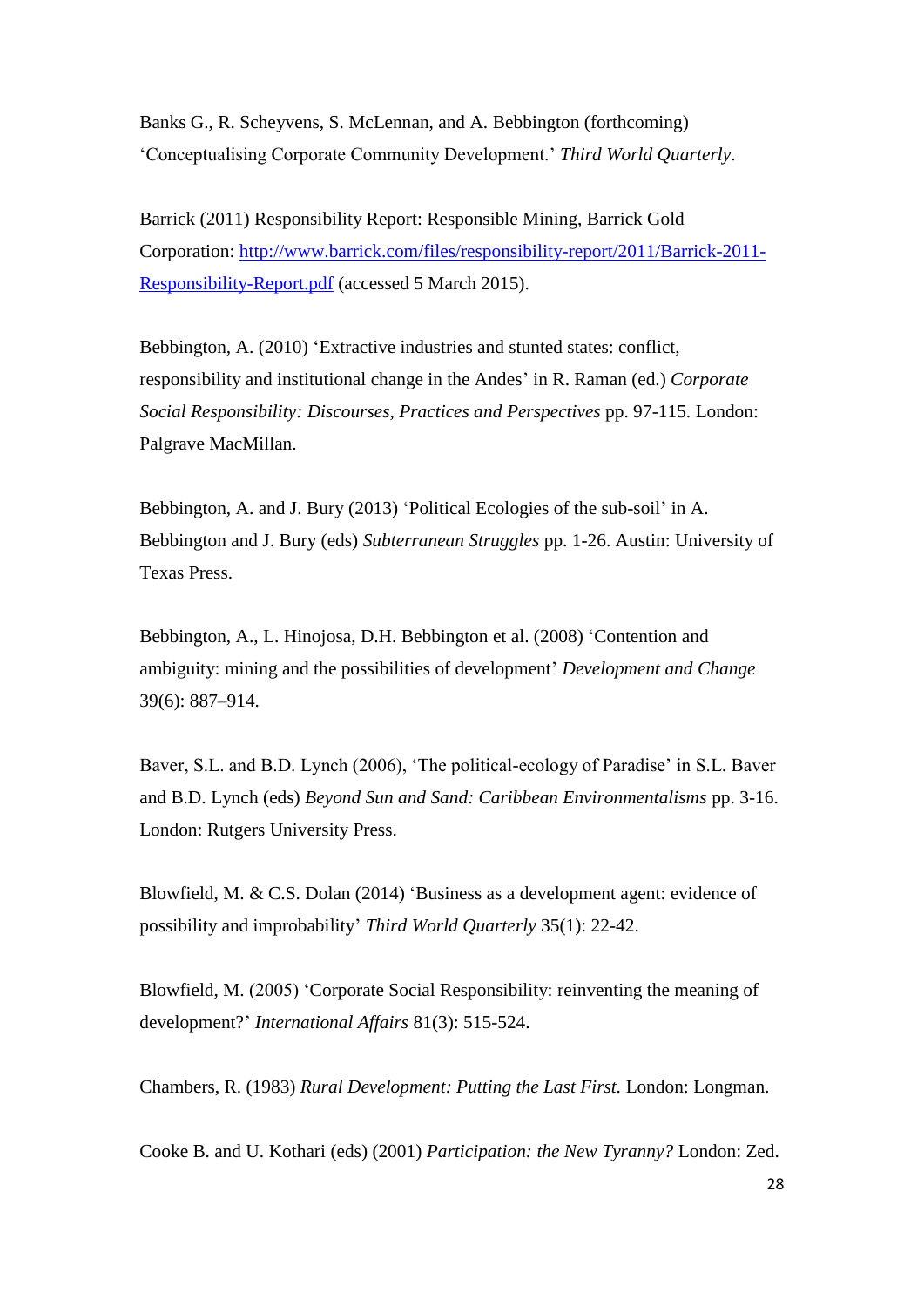Banks G., R. Scheyvens, S. McLennan, and A. Bebbington (forthcoming) 'Conceptualising Corporate Community Development.' *Third World Quarterly*.

Barrick (2011) Responsibility Report: Responsible Mining, Barrick Gold Corporation: [http://www.barrick.com/files/responsibility-report/2011/Barrick-2011-Responsibility-Report.pdf](http://www.barrick.com/files/responsibility-report/2011/Barrick-2011-Responsibility-Report.pdf) (accessed 5 March 2015).

Bebbington, A. (2010) 'Extractive industries and stunted states: conflict, responsibility and institutional change in the Andes' in R. Raman (ed.) *Corporate Social Responsibility: Discourses, Practices and Perspectives* pp. 97-115. London: Palgrave MacMillan.

Bebbington, A. and J. Bury (2013) 'Political Ecologies of the sub-soil' in A. Bebbington and J. Bury (eds) *Subterranean Struggles* pp. 1-26. Austin: University of Texas Press.

Bebbington, A., L. Hinojosa, D.H. Bebbington et al. (2008) 'Contention and ambiguity: mining and the possibilities of development' *Development and Change* 39(6): 887–914.

Baver, S.L. and B.D. Lynch (2006), 'The political-ecology of Paradise' in S.L. Baver and B.D. Lynch (eds) *Beyond Sun and Sand: Caribbean Environmentalisms* pp. 3-16. London: Rutgers University Press.

Blowfield, M. & C.S. Dolan (2014) 'Business as a development agent: evidence of possibility and improbability' *Third World Quarterly* 35(1): 22-42.

Blowfield, M. (2005) 'Corporate Social Responsibility: reinventing the meaning of development?' *International Affairs* 81(3): 515-524.

Chambers, R. (1983) *Rural Development: Putting the Last First.* London: Longman.

Cooke B. and U. Kothari (eds) (2001) *Participation: the New Tyranny?* London: Zed.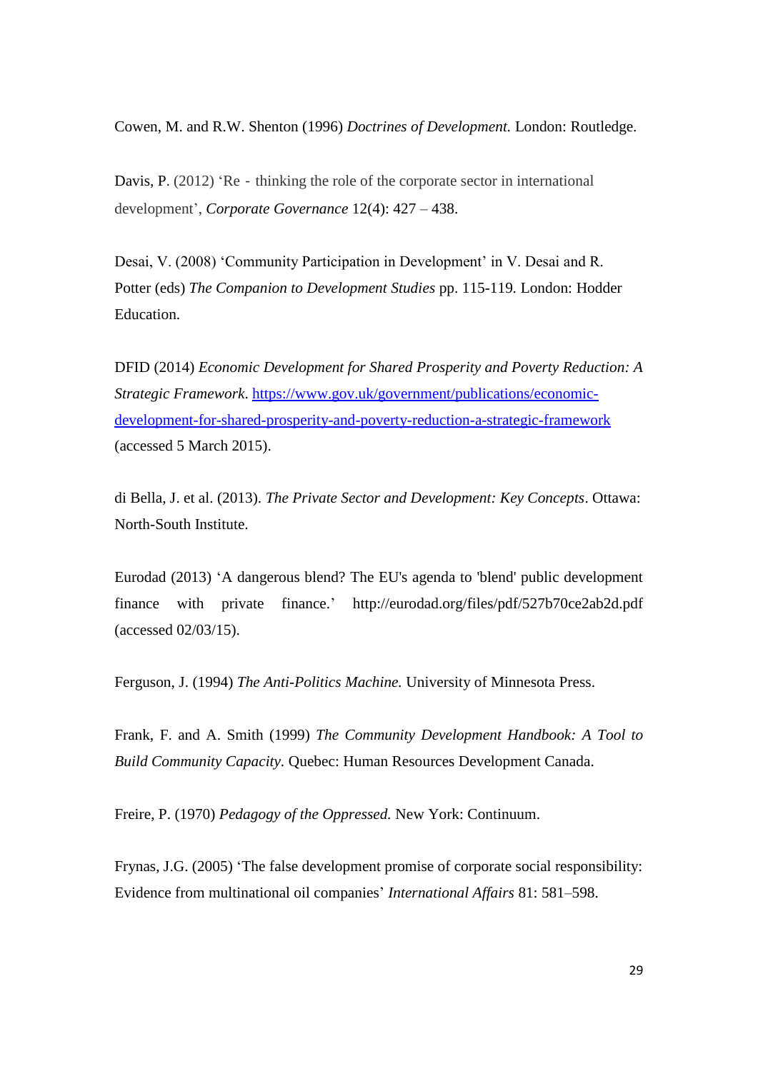Cowen, M. and R.W. Shenton (1996) *Doctrines of Development.* London: Routledge.

Davis, P. (2012) 'Re‐thinking the role of the corporate sector in international development', *Corporate Governance* 12(4): 427 – 438.

Desai, V. (2008) 'Community Participation in Development' in V. Desai and R. Potter (eds) *The Companion to Development Studies* pp. 115-119. London: Hodder Education.

DFID (2014) *Economic Development for Shared Prosperity and Poverty Reduction: A Strategic Framework*. https://www.gov.uk/government/publications/economic-development-for-shared-prosperity-and-poverty-reduction-a-strategic-framework (accessed 5 March 2015).

di Bella, J. et al. (2013). *The Private Sector and Development: Key Concepts*. Ottawa: North-South Institute.

Eurodad (2013) 'A dangerous blend? The EU's agenda to 'blend' public development finance with private finance.' http://eurodad.org/files/pdf/527b70ce2ab2d.pdf (accessed 02/03/15).

Ferguson, J. (1994) *The Anti-Politics Machine.* University of Minnesota Press.

Frank, F. and A. Smith (1999) *The Community Development Handbook: A Tool to Build Community Capacity*. Quebec: Human Resources Development Canada.

Freire, P. (1970) *Pedagogy of the Oppressed.* New York: Continuum.

Frynas, J.G. (2005) 'The false development promise of corporate social responsibility: Evidence from multinational oil companies' *International Affairs* 81: 581–598.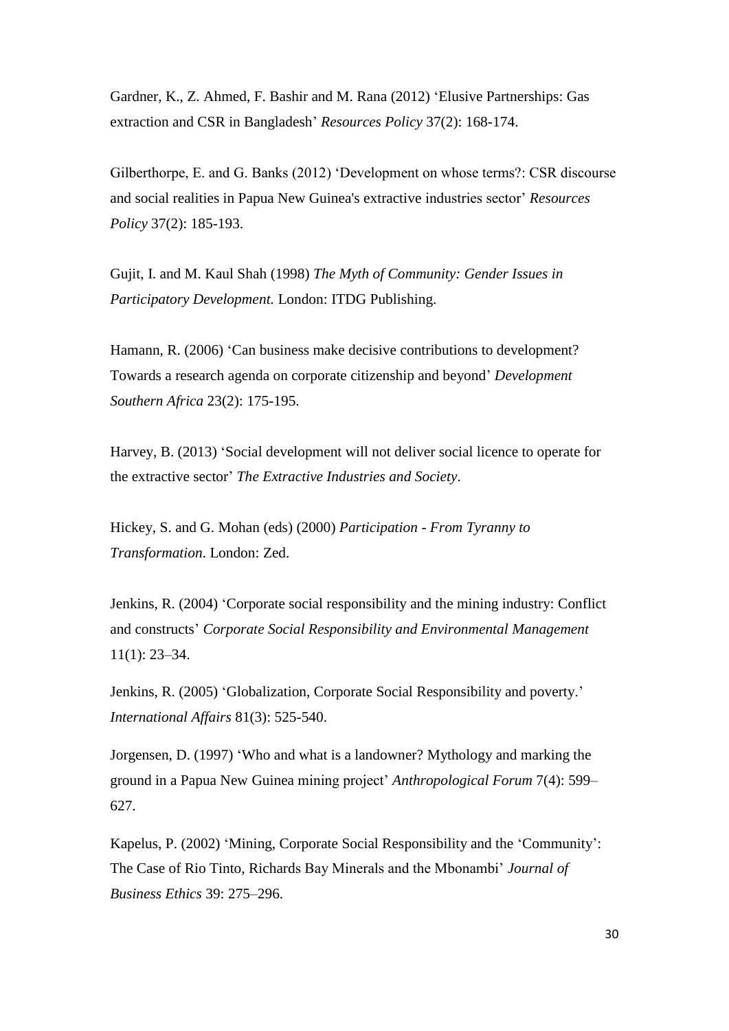Gardner, K., Z. Ahmed, F. Bashir and M. Rana (2012) 'Elusive Partnerships: Gas extraction and CSR in Bangladesh' *Resources Policy* 37(2): 168-174.

Gilberthorpe, E. and G. Banks (2012) 'Development on whose terms?: CSR discourse and social realities in Papua New Guinea's extractive industries sector' *Resources Policy* 37(2): 185-193.

Gujit, I. and M. Kaul Shah (1998) *The Myth of Community: Gender Issues in Participatory Development.* London: ITDG Publishing.

Hamann, R. (2006) 'Can business make decisive contributions to development? Towards a research agenda on corporate citizenship and beyond' *Development Southern Africa* 23(2): 175-195.

Harvey, B. (2013) 'Social development will not deliver social licence to operate for the extractive sector' *The Extractive Industries and Society*.

Hickey, S. and G. Mohan (eds) (2000) *Participation - From Tyranny to Transformation*. London: Zed.

Jenkins, R. (2004) 'Corporate social responsibility and the mining industry: Conflict and constructs' *Corporate Social Responsibility and Environmental Management* 11(1): 23–34.

Jenkins, R. (2005) 'Globalization, Corporate Social Responsibility and poverty.' *International Affairs* 81(3): 525-540.

Jorgensen, D. (1997) 'Who and what is a landowner? Mythology and marking the ground in a Papua New Guinea mining project' *Anthropological Forum* 7(4): 599–627.

Kapelus, P. (2002) 'Mining, Corporate Social Responsibility and the 'Community': The Case of Rio Tinto, Richards Bay Minerals and the Mbonambi' *Journal of Business Ethics* 39: 275–296.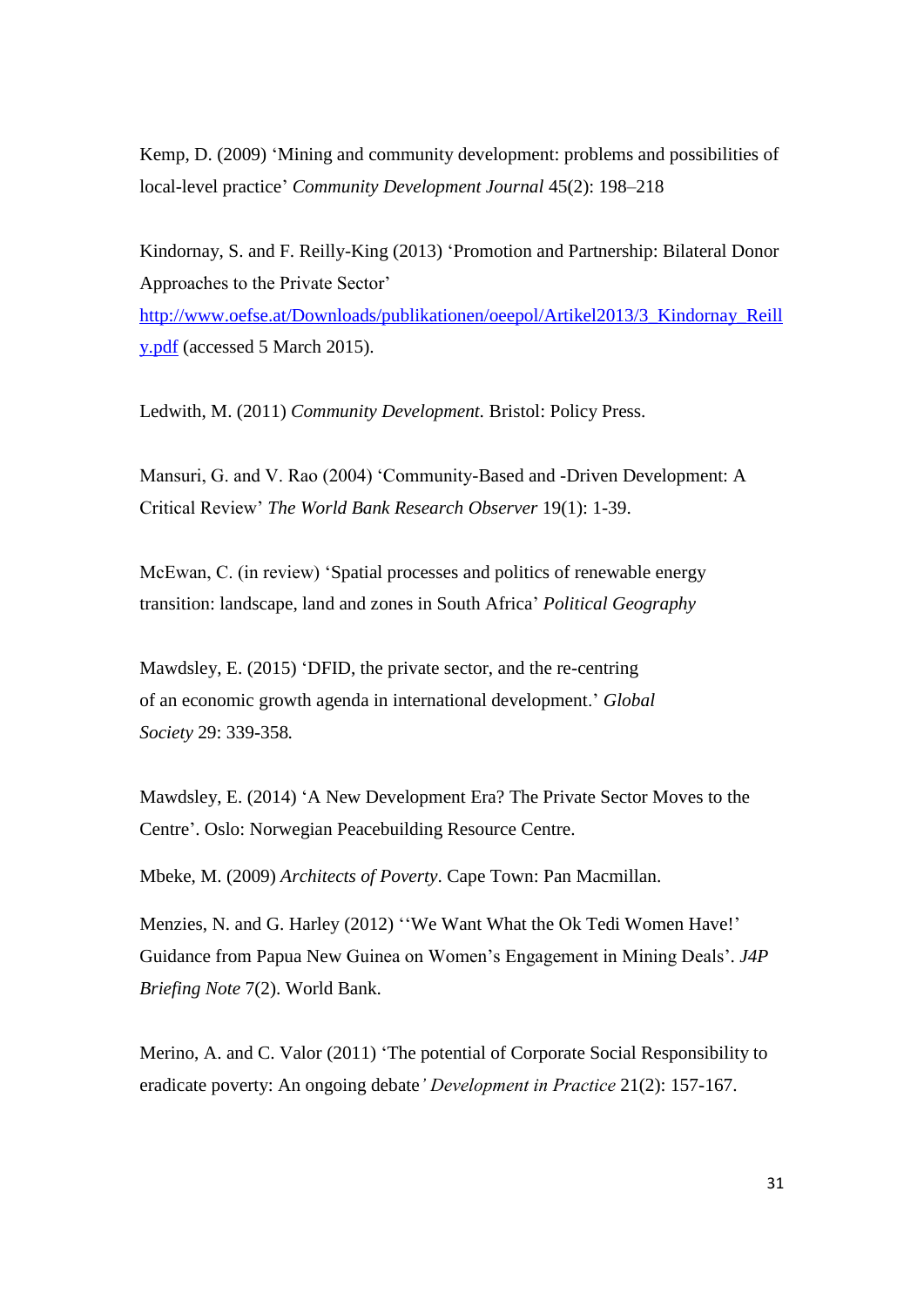Kemp, D. (2009) ‘Mining and community development: problems and possibilities of local-level practice’ *Community Development Journal* 45(2): 198–218

Kindornay, S. and F. Reilly-King (2013) ‘Promotion and Partnership: Bilateral Donor Approaches to the Private Sector’ [http://www.oefse.at/Downloads/publikationen/oeepol/Artikel2013/3_Kindornay_Reilly.pdf](http://www.oefse.at/Downloads/publikationen/oeepol/Artikel2013/3_Kindornay_Reilly.pdf) (accessed 5 March 2015).

Ledwith, M. (2011) *Community Development*. Bristol: Policy Press.

Mansuri, G. and V. Rao (2004) ‘Community-Based and -Driven Development: A Critical Review’ *The World Bank Research Observer* 19(1): 1-39.

McEwan, C. (in review) ‘Spatial processes and politics of renewable energy transition: landscape, land and zones in South Africa’ *Political Geography*

Mawdsley, E. (2015) ‘DFID, the private sector, and the re-centring of an economic growth agenda in international development.’ *Global Society* 29: 339-358.

Mawdsley, E. (2014) ‘A New Development Era? The Private Sector Moves to the Centre’. Oslo: Norwegian Peacebuilding Resource Centre.

Mbeke, M. (2009) *Architects of Poverty*. Cape Town: Pan Macmillan.

Menzies, N. and G. Harley (2012) ‘‘We Want What the Ok Tedi Women Have!’ Guidance from Papua New Guinea on Women’s Engagement in Mining Deals’. *J4P Briefing Note* 7(2). World Bank.

Merino, A. and C. Valor (2011) ‘The potential of Corporate Social Responsibility to eradicate poverty: An ongoing debate’ *Development in Practice* 21(2): 157-167.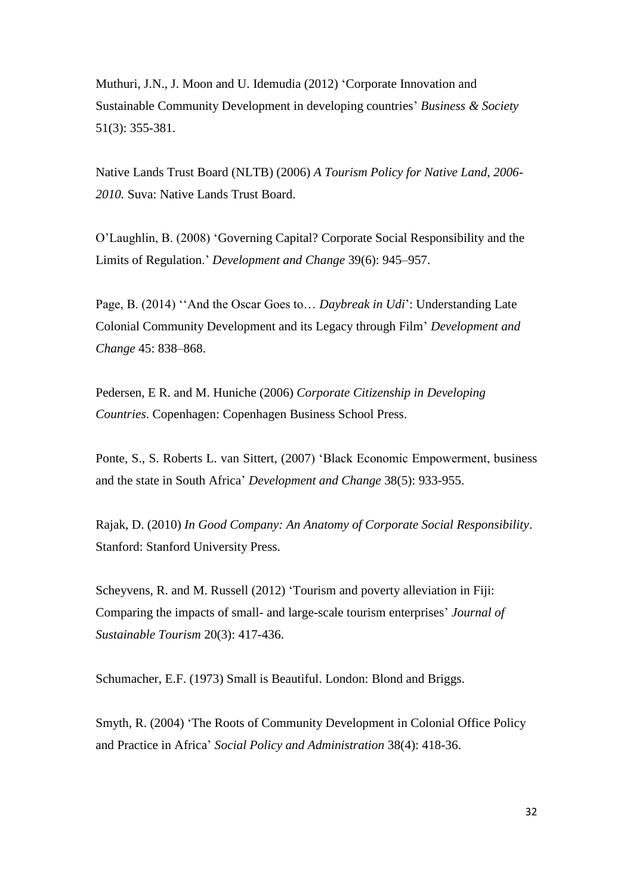Muthuri, J.N., J. Moon and U. Idemudia (2012) 'Corporate Innovation and Sustainable Community Development in developing countries' *Business & Society* 51(3): 355-381.

Native Lands Trust Board (NLTB) (2006) *A Tourism Policy for Native Land, 2006-2010.* Suva: Native Lands Trust Board.

O'Laughlin, B. (2008) 'Governing Capital? Corporate Social Responsibility and the Limits of Regulation.' *Development and Change* 39(6): 945–957.

Page, B. (2014) ''And the Oscar Goes to… *Daybreak in Udi*': Understanding Late Colonial Community Development and its Legacy through Film' *Development and Change* 45: 838–868.

Pedersen, E R. and M. Huniche (2006) *Corporate Citizenship in Developing Countries*. Copenhagen: Copenhagen Business School Press.

Ponte, S., S. Roberts L. van Sittert, (2007) 'Black Economic Empowerment, business and the state in South Africa' *Development and Change* 38(5): 933-955.

Rajak, D. (2010) *In Good Company: An Anatomy of Corporate Social Responsibility*. Stanford: Stanford University Press.

Scheyvens, R. and M. Russell (2012) 'Tourism and poverty alleviation in Fiji: Comparing the impacts of small- and large-scale tourism enterprises' *Journal of Sustainable Tourism* 20(3): 417-436.

Schumacher, E.F. (1973) Small is Beautiful. London: Blond and Briggs.

Smyth, R. (2004) 'The Roots of Community Development in Colonial Office Policy and Practice in Africa' *Social Policy and Administration* 38(4): 418-36.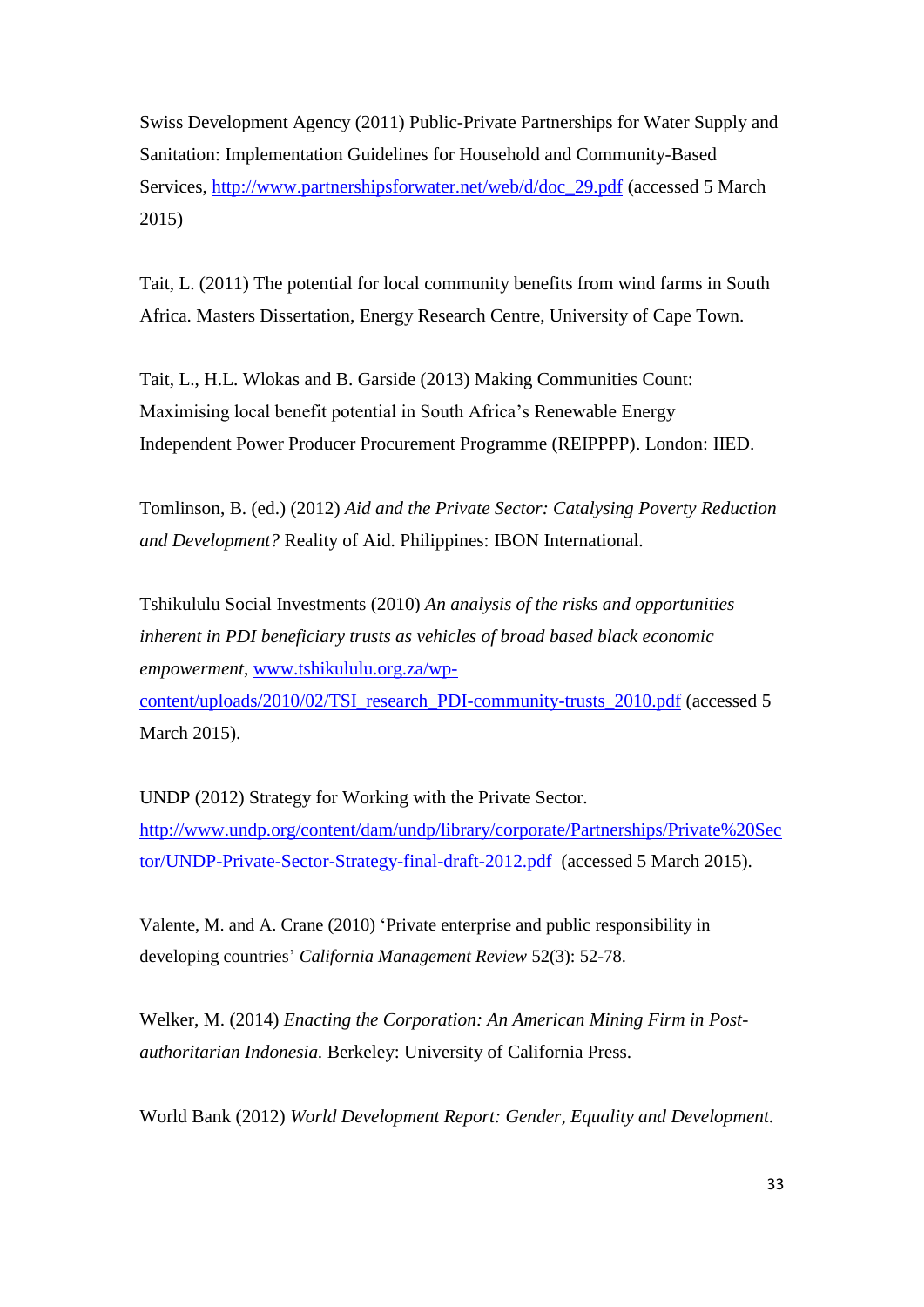Swiss Development Agency (2011) Public-Private Partnerships for Water Supply and Sanitation: Implementation Guidelines for Household and Community-Based Services, http://www.partnershipsforwater.net/web/d/doc_29.pdf (accessed 5 March 2015)

Tait, L. (2011) The potential for local community benefits from wind farms in South Africa. Masters Dissertation, Energy Research Centre, University of Cape Town.

Tait, L., H.L. Wlokas and B. Garside (2013) Making Communities Count: Maximising local benefit potential in South Africa's Renewable Energy Independent Power Producer Procurement Programme (REIPPPP). London: IIED.

Tomlinson, B. (ed.) (2012) *Aid and the Private Sector: Catalysing Poverty Reduction and Development?* Reality of Aid. Philippines: IBON International.

Tshikululu Social Investments (2010) *An analysis of the risks and opportunities inherent in PDI beneficiary trusts as vehicles of broad based black economic empowerment*, www.tshikululu.org.za/wp-content/uploads/2010/02/TSI_research_PDI-community-trusts_2010.pdf (accessed 5 March 2015).

UNDP (2012) Strategy for Working with the Private Sector. http://www.undp.org/content/dam/undp/library/corporate/Partnerships/Private%20Sector/UNDP-Private-Sector-Strategy-final-draft-2012.pdf (accessed 5 March 2015).

Valente, M. and A. Crane (2010) 'Private enterprise and public responsibility in developing countries' *California Management Review* 52(3): 52-78.

Welker, M. (2014) *Enacting the Corporation: An American Mining Firm in Post-authoritarian Indonesia.* Berkeley: University of California Press.

World Bank (2012) *World Development Report: Gender, Equality and Development.*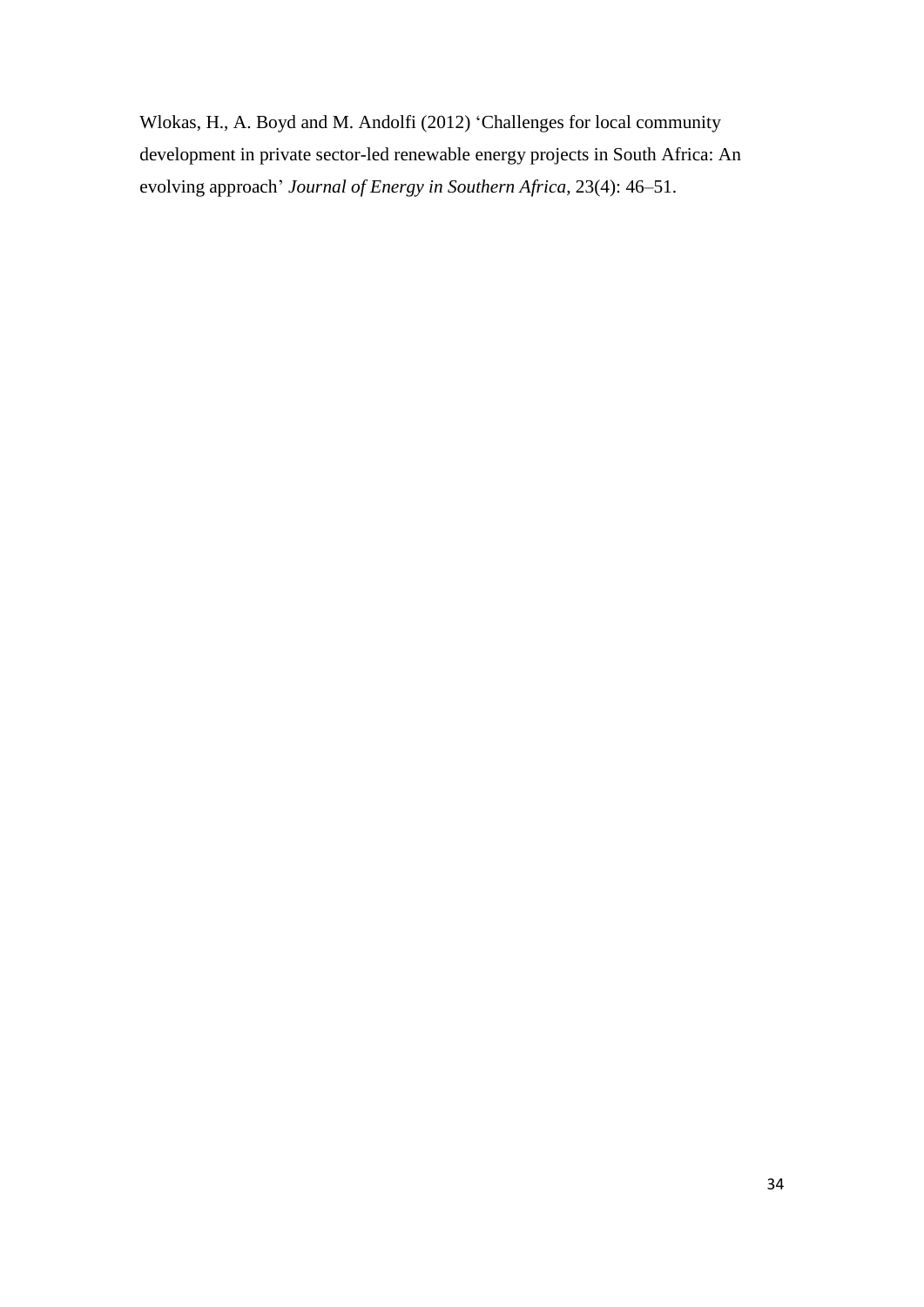Wlokas, H., A. Boyd and M. Andolfi (2012) 'Challenges for local community development in private sector-led renewable energy projects in South Africa: An evolving approach' *Journal of Energy in Southern Africa*, 23(4): 46–51.